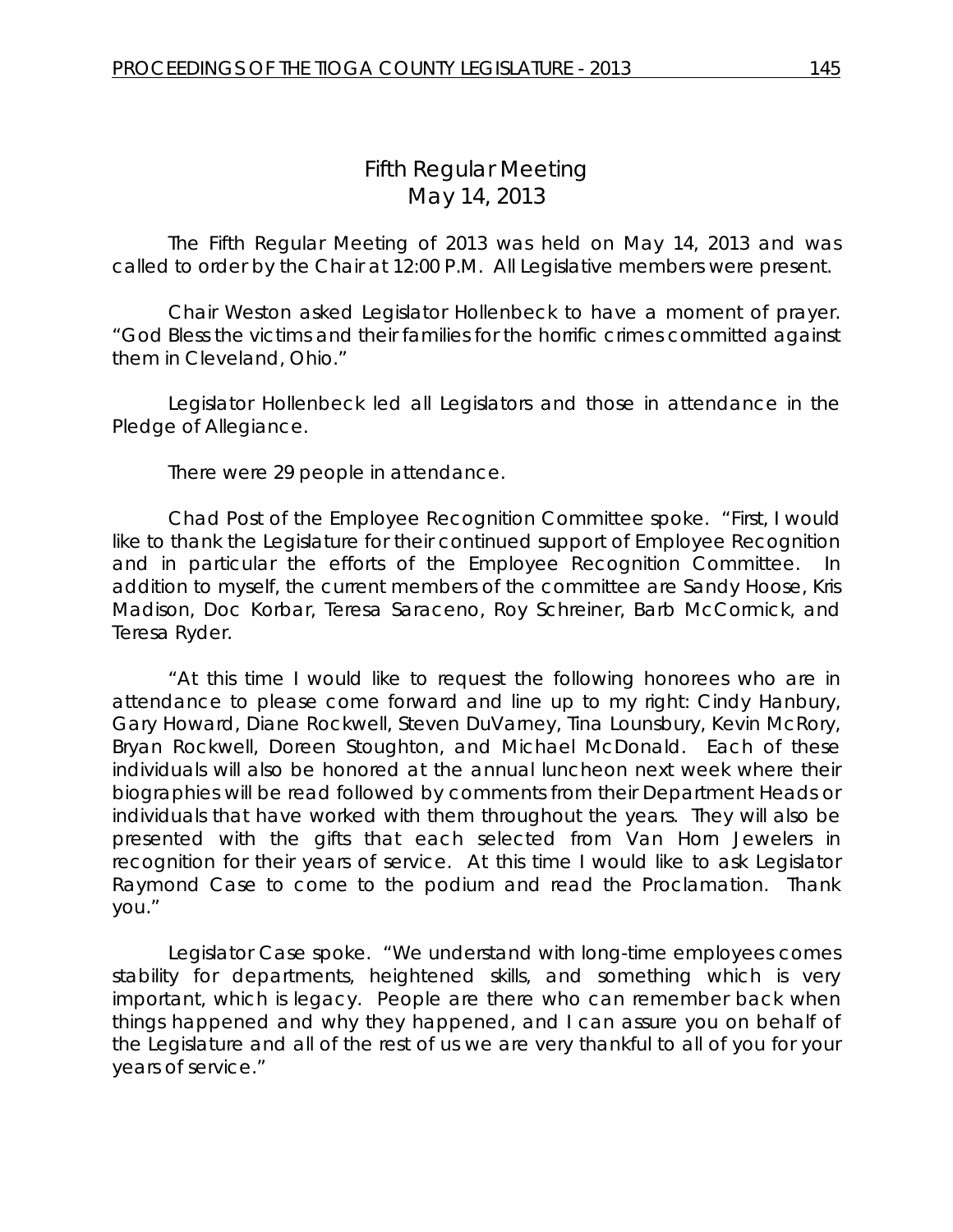# Fifth Regular Meeting
## May 14, 2013

The Fifth Regular Meeting of 2013 was held on May 14, 2013 and was called to order by the Chair at 12:00 P.M. All Legislative members were present.

Chair Weston asked Legislator Hollenbeck to have a moment of prayer. "God Bless the victims and their families for the horrific crimes committed against them in Cleveland, Ohio."

Legislator Hollenbeck led all Legislators and those in attendance in the Pledge of Allegiance.

There were 29 people in attendance.

Chad Post of the Employee Recognition Committee spoke. "First, I would like to thank the Legislature for their continued support of Employee Recognition and in particular the efforts of the Employee Recognition Committee. In addition to myself, the current members of the committee are Sandy Hoose, Kris Madison, Doc Korbar, Teresa Saraceno, Roy Schreiner, Barb McCormick, and Teresa Ryder.

"At this time I would like to request the following honorees who are in attendance to please come forward and line up to my right: Cindy Hanbury, Gary Howard, Diane Rockwell, Steven DuVarney, Tina Lounsbury, Kevin McRory, Bryan Rockwell, Doreen Stoughton, and Michael McDonald. Each of these individuals will also be honored at the annual luncheon next week where their biographies will be read followed by comments from their Department Heads or individuals that have worked with them throughout the years. They will also be presented with the gifts that each selected from Van Horn Jewelers in recognition for their years of service. At this time I would like to ask Legislator Raymond Case to come to the podium and read the Proclamation. Thank you."

Legislator Case spoke. "We understand with long-time employees comes stability for departments, heightened skills, and something which is very important, which is legacy. People are there who can remember back when things happened and why they happened, and I can assure you on behalf of the Legislature and all of the rest of us we are very thankful to all of you for your years of service."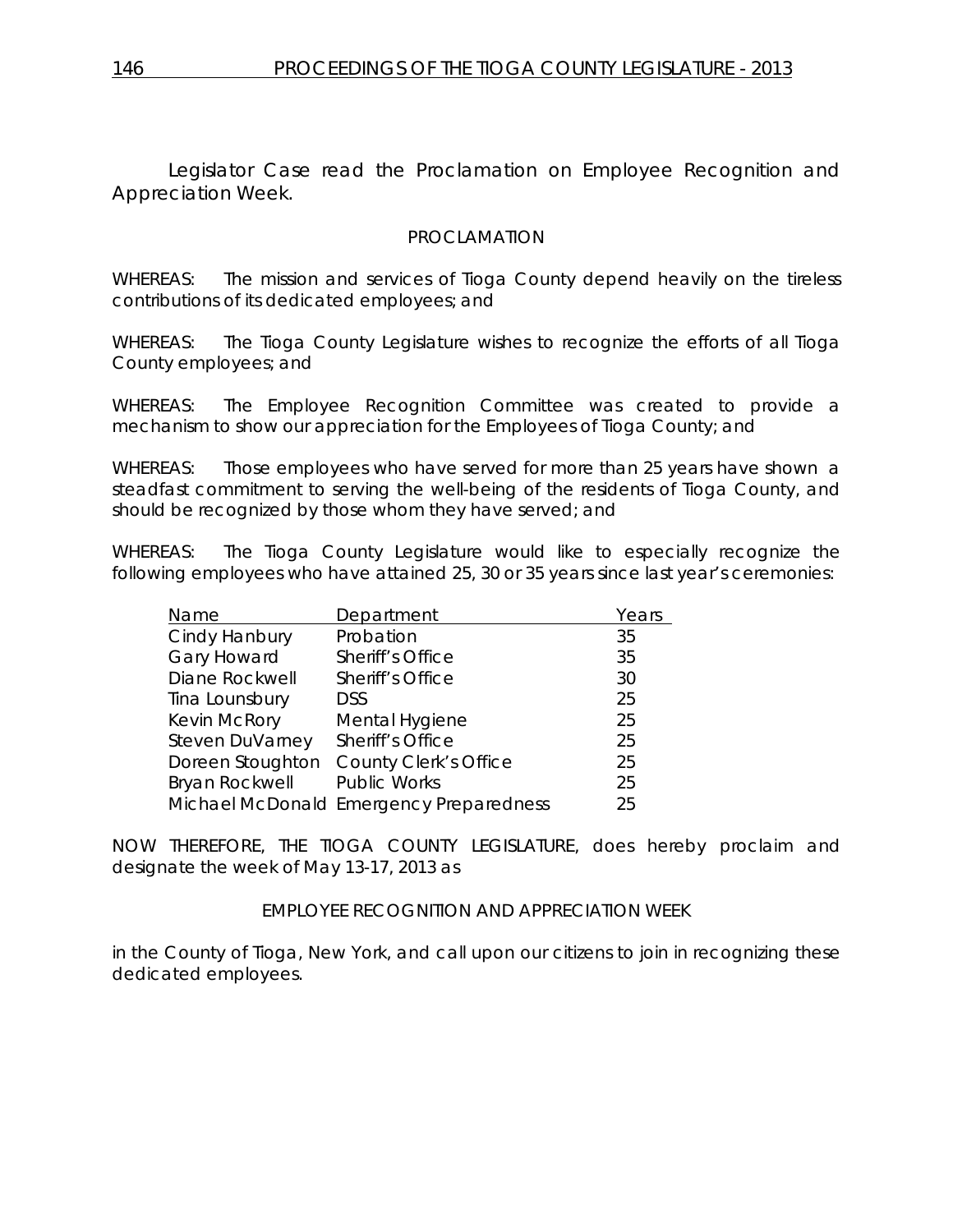Legislator Case read the Proclamation on Employee Recognition and Appreciation Week.

## PROCLAMATION

WHEREAS: The mission and services of Tioga County depend heavily on the tireless contributions of its dedicated employees; and

WHEREAS: The Tioga County Legislature wishes to recognize the efforts of all Tioga County employees; and

WHEREAS: The Employee Recognition Committee was created to provide a mechanism to show our appreciation for the Employees of Tioga County; and

WHEREAS: Those employees who have served for more than 25 years have shown a steadfast commitment to serving the well-being of the residents of Tioga County, and should be recognized by those whom they have served; and

WHEREAS: The Tioga County Legislature would like to especially recognize the following employees who have attained 25, 30 or 35 years since last year's ceremonies:

| Name | Department | Years |
|---|---|---|
| Cindy Hanbury | Probation | 35 |
| Gary Howard | Sheriff's Office | 35 |
| Diane Rockwell | Sheriff's Office | 30 |
| Tina Lounsbury | DSS | 25 |
| Kevin McRory | Mental Hygiene | 25 |
| Steven DuVarney | Sheriff's Office | 25 |
| Doreen Stoughton | County Clerk's Office | 25 |
| Bryan Rockwell | Public Works | 25 |
| Michael McDonald | Emergency Preparedness | 25 |

NOW THEREFORE, THE TIOGA COUNTY LEGISLATURE, does hereby proclaim and designate the week of May 13-17, 2013 as

EMPLOYEE RECOGNITION AND APPRECIATION WEEK

in the County of Tioga, New York, and call upon our citizens to join in recognizing these dedicated employees.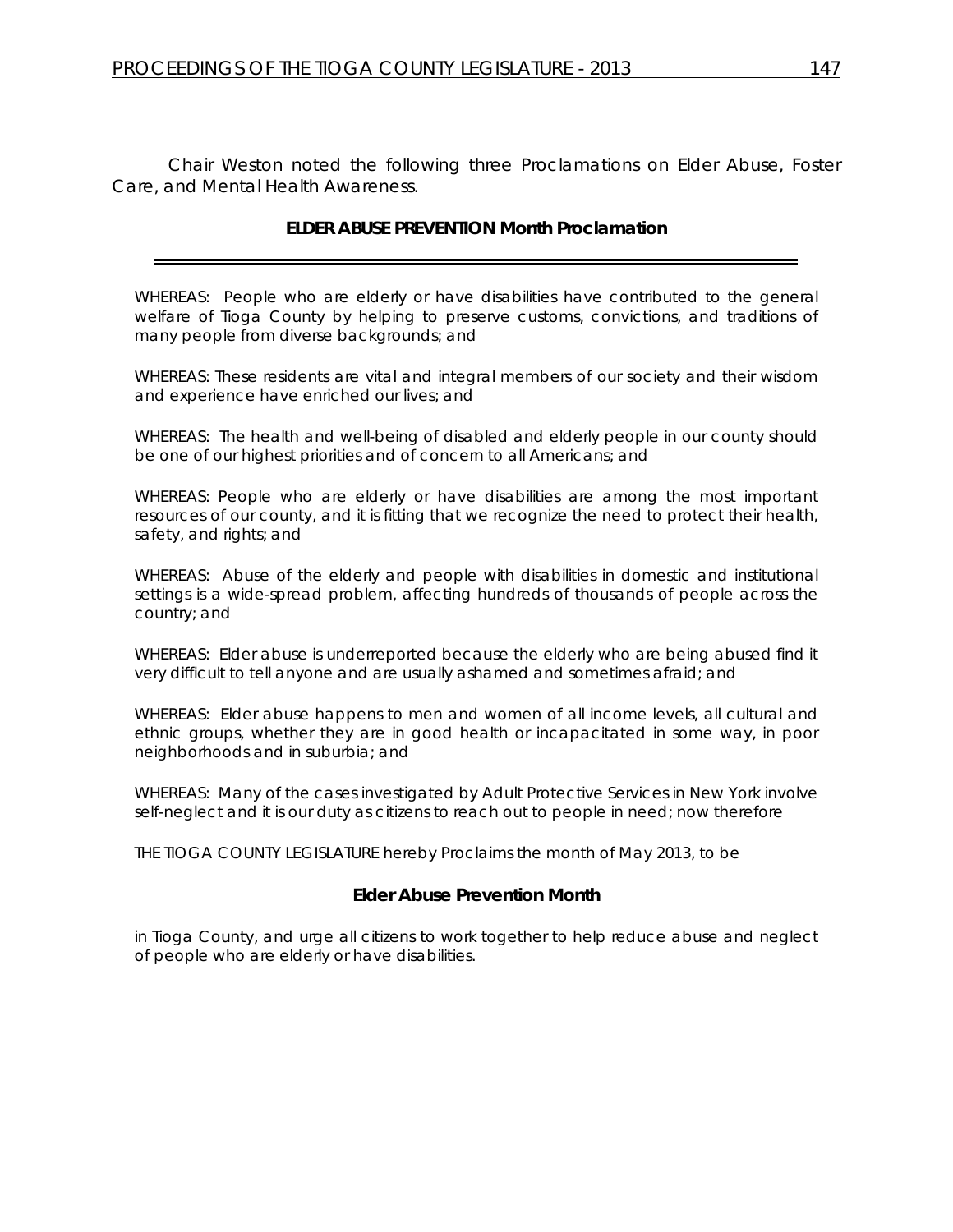Chair Weston noted the following three Proclamations on Elder Abuse, Foster Care, and Mental Health Awareness.

## ELDER ABUSE PREVENTION Month Proclamation

---

WHEREAS: People who are elderly or have disabilities have contributed to the general welfare of Tioga County by helping to preserve customs, convictions, and traditions of many people from diverse backgrounds; and

WHEREAS: These residents are vital and integral members of our society and their wisdom and experience have enriched our lives; and

WHEREAS: The health and well-being of disabled and elderly people in our county should be one of our highest priorities and of concern to all Americans; and

WHEREAS: People who are elderly or have disabilities are among the most important resources of our county, and it is fitting that we recognize the need to protect their health, safety, and rights; and

WHEREAS: Abuse of the elderly and people with disabilities in domestic and institutional settings is a wide-spread problem, affecting hundreds of thousands of people across the country; and

WHEREAS: Elder abuse is underreported because the elderly who are being abused find it very difficult to tell anyone and are usually ashamed and sometimes afraid; and

WHEREAS: Elder abuse happens to men and women of all income levels, all cultural and ethnic groups, whether they are in good health or incapacitated in some way, in poor neighborhoods and in suburbia; and

WHEREAS: Many of the cases investigated by Adult Protective Services in New York involve self-neglect and it is our duty as citizens to reach out to people in need; now therefore

THE TIOGA COUNTY LEGISLATURE hereby Proclaims the month of May 2013, to be

**Elder Abuse Prevention Month**

in Tioga County, and urge all citizens to work together to help reduce abuse and neglect of people who are elderly or have disabilities.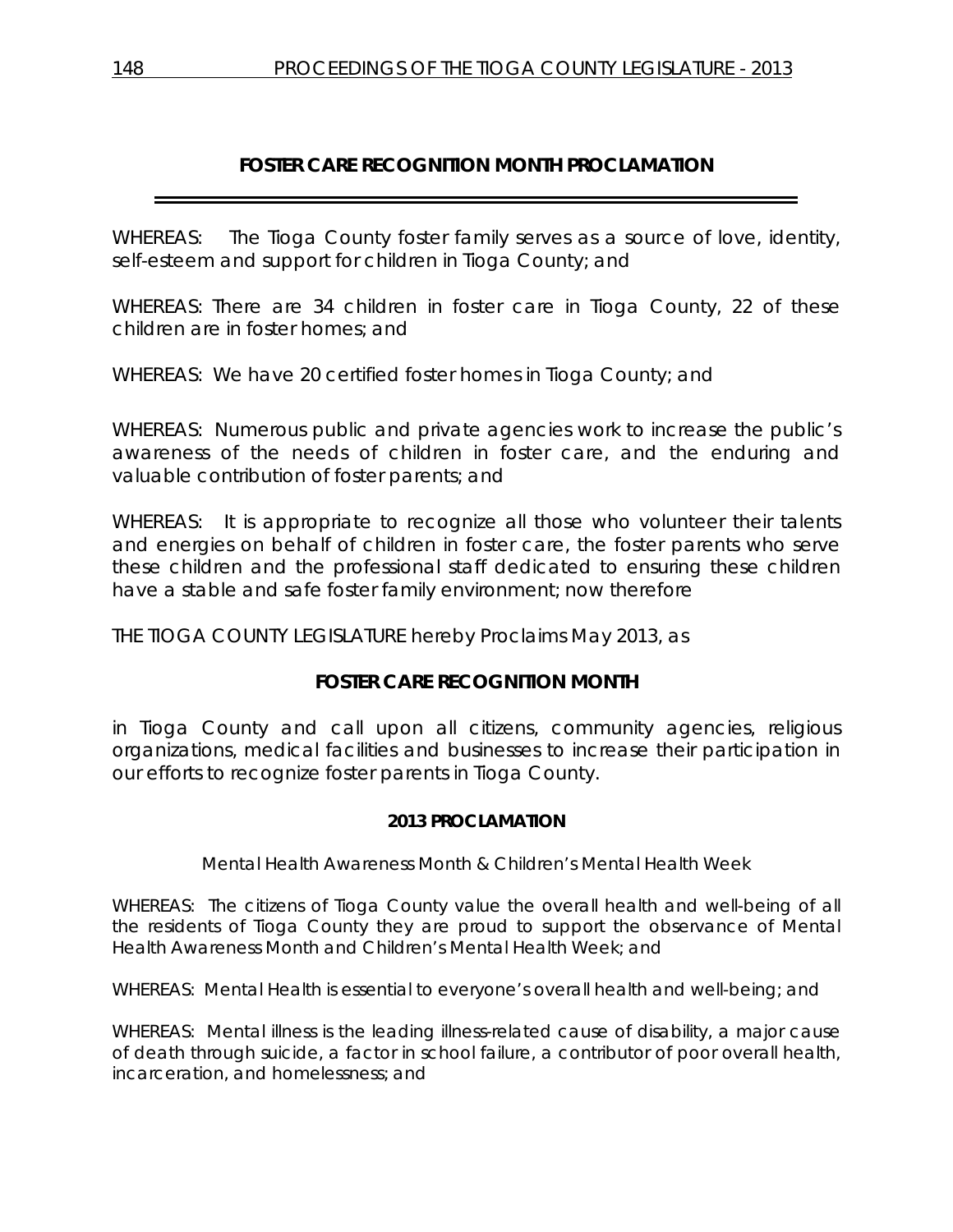## FOSTER CARE RECOGNITION MONTH PROCLAMATION

WHEREAS: The Tioga County foster family serves as a source of love, identity, self-esteem and support for children in Tioga County; and

WHEREAS: There are 34 children in foster care in Tioga County, 22 of these children are in foster homes; and

WHEREAS: We have 20 certified foster homes in Tioga County; and

WHEREAS: Numerous public and private agencies work to increase the public's awareness of the needs of children in foster care, and the enduring and valuable contribution of foster parents; and

WHEREAS: It is appropriate to recognize all those who volunteer their talents and energies on behalf of children in foster care, the foster parents who serve these children and the professional staff dedicated to ensuring these children have a stable and safe foster family environment; now therefore

THE TIOGA COUNTY LEGISLATURE hereby Proclaims May 2013, as

**FOSTER CARE RECOGNITION MONTH**

in Tioga County and call upon all citizens, community agencies, religious organizations, medical facilities and businesses to increase their participation in our efforts to recognize foster parents in Tioga County.

### 2013 PROCLAMATION

Mental Health Awareness Month & Children's Mental Health Week

WHEREAS: The citizens of Tioga County value the overall health and well-being of all the residents of Tioga County they are proud to support the observance of Mental Health Awareness Month and Children's Mental Health Week; and

WHEREAS: Mental Health is essential to everyone's overall health and well-being; and

WHEREAS: Mental illness is the leading illness-related cause of disability, a major cause of death through suicide, a factor in school failure, a contributor of poor overall health, incarceration, and homelessness; and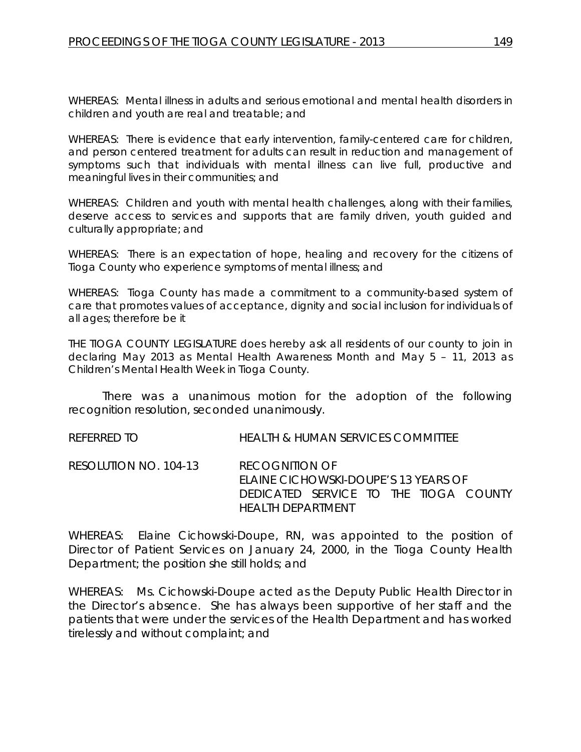WHEREAS: Mental illness in adults and serious emotional and mental health disorders in children and youth are real and treatable; and

WHEREAS: There is evidence that early intervention, family-centered care for children, and person centered treatment for adults can result in reduction and management of symptoms such that individuals with mental illness can live full, productive and meaningful lives in their communities; and

WHEREAS: Children and youth with mental health challenges, along with their families, deserve access to services and supports that are family driven, youth guided and culturally appropriate; and

WHEREAS: There is an expectation of hope, healing and recovery for the citizens of Tioga County who experience symptoms of mental illness; and

WHEREAS: Tioga County has made a commitment to a community-based system of care that promotes values of acceptance, dignity and social inclusion for individuals of all ages; therefore be it

THE TIOGA COUNTY LEGISLATURE does hereby ask all residents of our county to join in declaring May 2013 as Mental Health Awareness Month and May 5 – 11, 2013 as Children's Mental Health Week in Tioga County.

There was a unanimous motion for the adoption of the following recognition resolution, seconded unanimously.

REFERRED TO HEALTH & HUMAN SERVICES COMMITTEE

RESOLUTION NO. 104-13 RECOGNITION OF ELAINE CICHOWSKI-DOUPE'S 13 YEARS OF DEDICATED SERVICE TO THE TIOGA COUNTY HEALTH DEPARTMENT

WHEREAS: Elaine Cichowski-Doupe, RN, was appointed to the position of Director of Patient Services on January 24, 2000, in the Tioga County Health Department; the position she still holds; and

WHEREAS: Ms. Cichowski-Doupe acted as the Deputy Public Health Director in the Director's absence. She has always been supportive of her staff and the patients that were under the services of the Health Department and has worked tirelessly and without complaint; and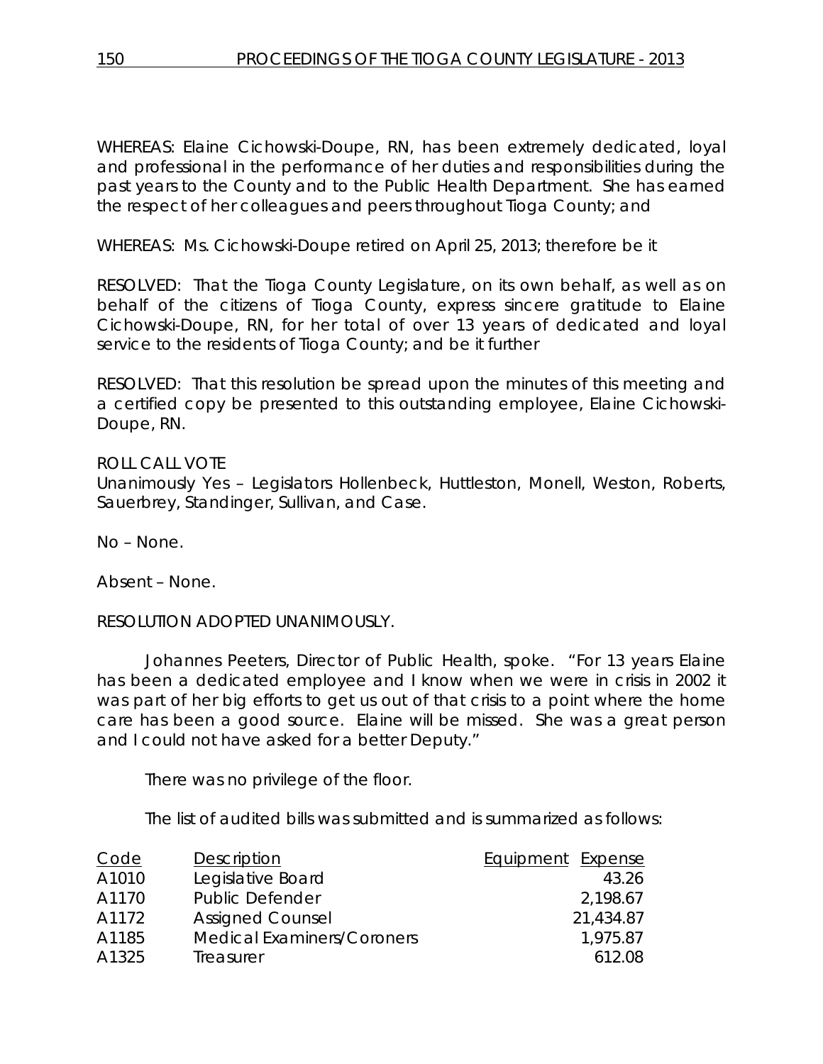WHEREAS: Elaine Cichowski-Doupe, RN, has been extremely dedicated, loyal and professional in the performance of her duties and responsibilities during the past years to the County and to the Public Health Department. She has earned the respect of her colleagues and peers throughout Tioga County; and

WHEREAS: Ms. Cichowski-Doupe retired on April 25, 2013; therefore be it

RESOLVED: That the Tioga County Legislature, on its own behalf, as well as on behalf of the citizens of Tioga County, express sincere gratitude to Elaine Cichowski-Doupe, RN, for her total of over 13 years of dedicated and loyal service to the residents of Tioga County; and be it further

RESOLVED: That this resolution be spread upon the minutes of this meeting and a certified copy be presented to this outstanding employee, Elaine Cichowski-Doupe, RN.

ROLL CALL VOTE
Unanimously Yes – Legislators Hollenbeck, Huttleston, Monell, Weston, Roberts, Sauerbrey, Standinger, Sullivan, and Case.

No – None.

Absent – None.

RESOLUTION ADOPTED UNANIMOUSLY.

Johannes Peeters, Director of Public Health, spoke. "For 13 years Elaine has been a dedicated employee and I know when we were in crisis in 2002 it was part of her big efforts to get us out of that crisis to a point where the home care has been a good source. Elaine will be missed. She was a great person and I could not have asked for a better Deputy."

There was no privilege of the floor.

The list of audited bills was submitted and is summarized as follows:

| Code | Description | Equipment | Expense |
|---|---|---|---|
| A1010 | Legislative Board | | 43.26 |
| A1170 | Public Defender | | 2,198.67 |
| A1172 | Assigned Counsel | | 21,434.87 |
| A1185 | Medical Examiners/Coroners | | 1,975.87 |
| A1325 | Treasurer | | 612.08 |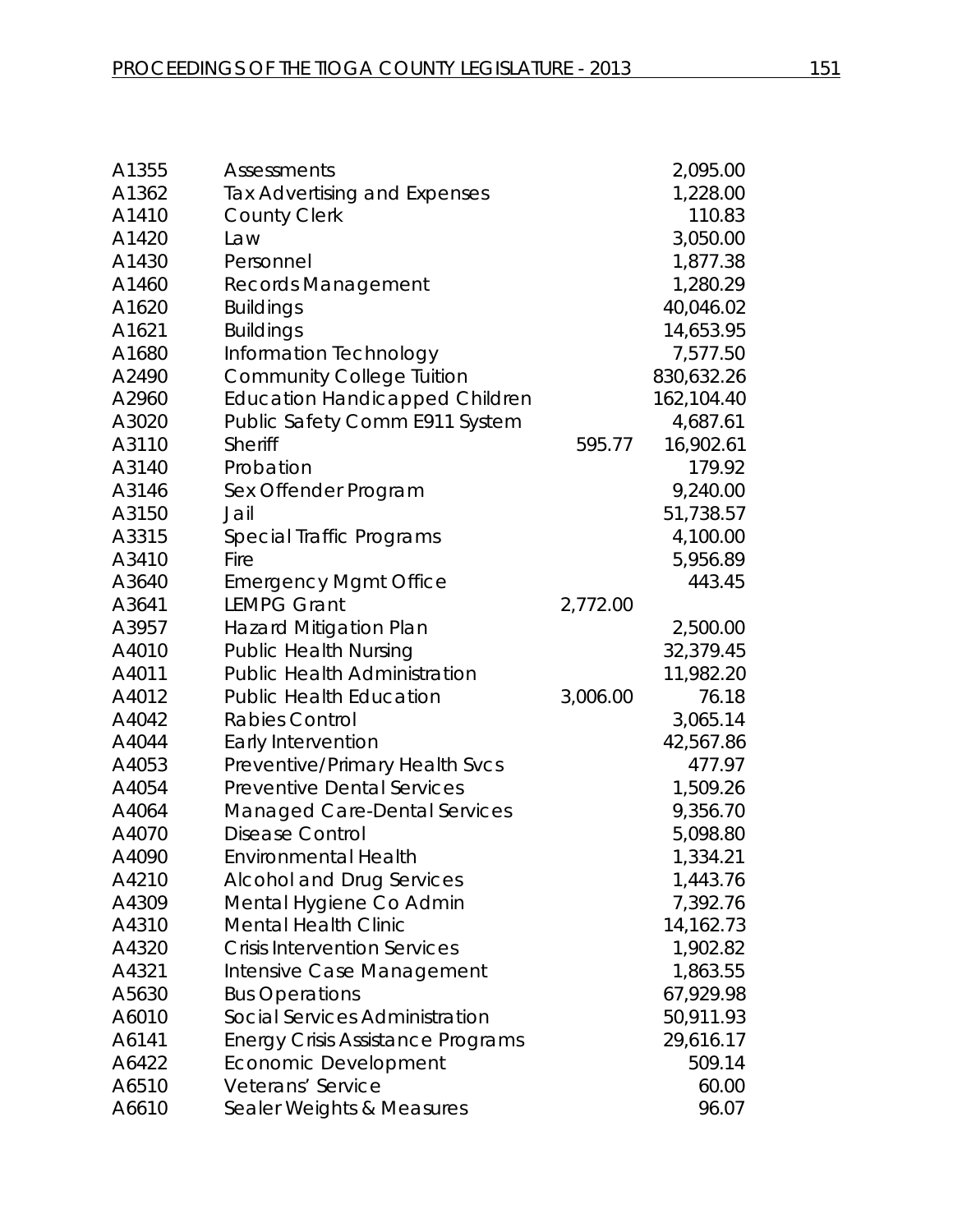| | | | |
|---|---|---|---|
| A1355 | Assessments | | 2,095.00 |
| A1362 | Tax Advertising and Expenses | | 1,228.00 |
| A1410 | County Clerk | | 110.83 |
| A1420 | Law | | 3,050.00 |
| A1430 | Personnel | | 1,877.38 |
| A1460 | Records Management | | 1,280.29 |
| A1620 | Buildings | | 40,046.02 |
| A1621 | Buildings | | 14,653.95 |
| A1680 | Information Technology | | 7,577.50 |
| A2490 | Community College Tuition | | 830,632.26 |
| A2960 | Education Handicapped Children | | 162,104.40 |
| A3020 | Public Safety Comm E911 System | | 4,687.61 |
| A3110 | Sheriff | 595.77 | 16,902.61 |
| A3140 | Probation | | 179.92 |
| A3146 | Sex Offender Program | | 9,240.00 |
| A3150 | Jail | | 51,738.57 |
| A3315 | Special Traffic Programs | | 4,100.00 |
| A3410 | Fire | | 5,956.89 |
| A3640 | Emergency Mgmt Office | | 443.45 |
| A3641 | LEMPG Grant | 2,772.00 | |
| A3957 | Hazard Mitigation Plan | | 2,500.00 |
| A4010 | Public Health Nursing | | 32,379.45 |
| A4011 | Public Health Administration | | 11,982.20 |
| A4012 | Public Health Education | 3,006.00 | 76.18 |
| A4042 | Rabies Control | | 3,065.14 |
| A4044 | Early Intervention | | 42,567.86 |
| A4053 | Preventive/Primary Health Svcs | | 477.97 |
| A4054 | Preventive Dental Services | | 1,509.26 |
| A4064 | Managed Care-Dental Services | | 9,356.70 |
| A4070 | Disease Control | | 5,098.80 |
| A4090 | Environmental Health | | 1,334.21 |
| A4210 | Alcohol and Drug Services | | 1,443.76 |
| A4309 | Mental Hygiene Co Admin | | 7,392.76 |
| A4310 | Mental Health Clinic | | 14,162.73 |
| A4320 | Crisis Intervention Services | | 1,902.82 |
| A4321 | Intensive Case Management | | 1,863.55 |
| A5630 | Bus Operations | | 67,929.98 |
| A6010 | Social Services Administration | | 50,911.93 |
| A6141 | Energy Crisis Assistance Programs | | 29,616.17 |
| A6422 | Economic Development | | 509.14 |
| A6510 | Veterans' Service | | 60.00 |
| A6610 | Sealer Weights & Measures | | 96.07 |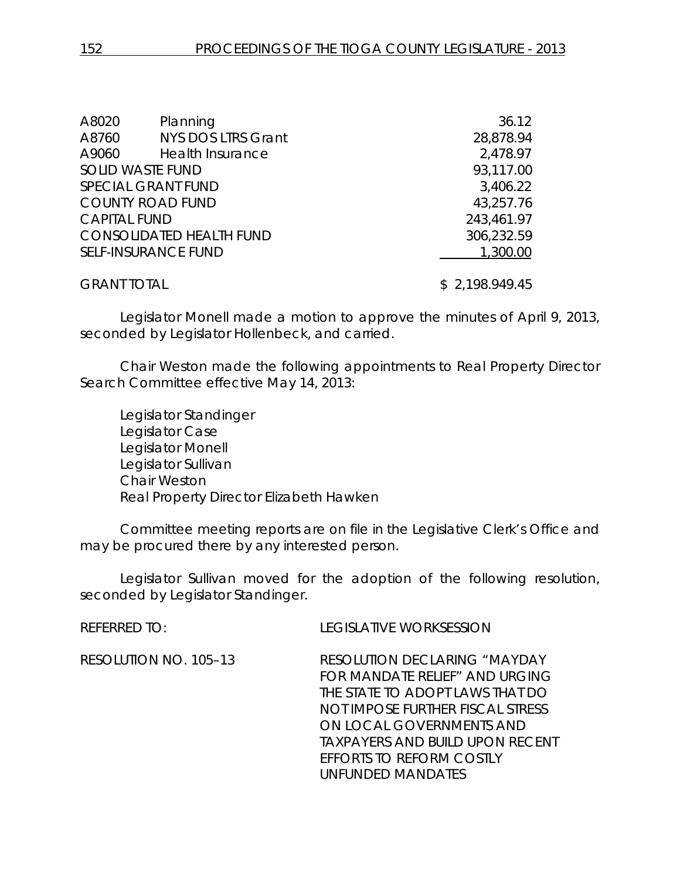| | | |
|---|---|---|
| A8020 | Planning | 36.12 |
| A8760 | NYS DOS LTRS Grant | 28,878.94 |
| A9060 | Health Insurance | 2,478.97 |
| SOLID WASTE FUND | | 93,117.00 |
| SPECIAL GRANT FUND | | 3,406.22 |
| COUNTY ROAD FUND | | 43,257.76 |
| CAPITAL FUND | | 243,461.97 |
| CONSOLIDATED HEALTH FUND | | 306,232.59 |
| SELF-INSURANCE FUND | | 1,300.00 |
| GRANT TOTAL | | $ 2,198.949.45 |

Legislator Monell made a motion to approve the minutes of April 9, 2013, seconded by Legislator Hollenbeck, and carried.

Chair Weston made the following appointments to Real Property Director Search Committee effective May 14, 2013:

Legislator Standinger
Legislator Case
Legislator Monell
Legislator Sullivan
Chair Weston
Real Property Director Elizabeth Hawken

Committee meeting reports are on file in the Legislative Clerk's Office and may be procured there by any interested person.

Legislator Sullivan moved for the adoption of the following resolution, seconded by Legislator Standinger.

REFERRED TO: LEGISLATIVE WORKSESSION

RESOLUTION NO. 105–13 RESOLUTION DECLARING "MAYDAY FOR MANDATE RELIEF" AND URGING THE STATE TO ADOPT LAWS THAT DO NOT IMPOSE FURTHER FISCAL STRESS ON LOCAL GOVERNMENTS AND TAXPAYERS AND BUILD UPON RECENT EFFORTS TO REFORM COSTLY UNFUNDED MANDATES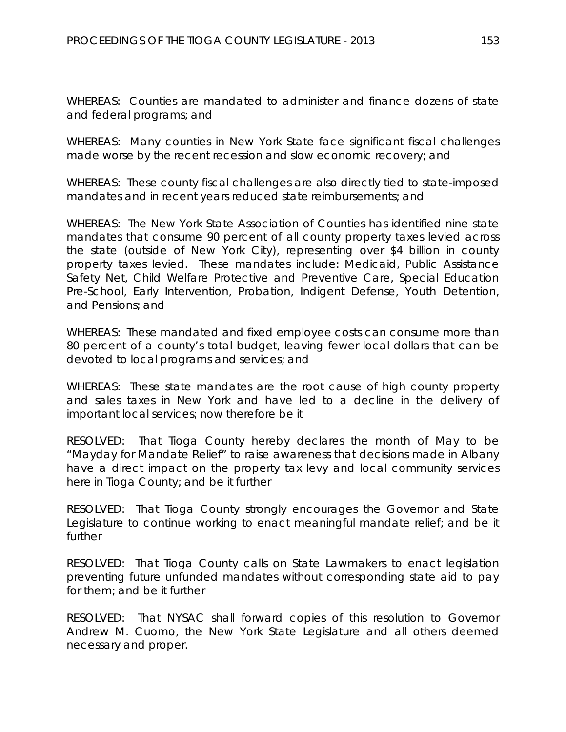WHEREAS: Counties are mandated to administer and finance dozens of state and federal programs; and

WHEREAS: Many counties in New York State face significant fiscal challenges made worse by the recent recession and slow economic recovery; and

WHEREAS: These county fiscal challenges are also directly tied to state-imposed mandates and in recent years reduced state reimbursements; and

WHEREAS: The New York State Association of Counties has identified nine state mandates that consume 90 percent of all county property taxes levied across the state (outside of New York City), representing over $4 billion in county property taxes levied. These mandates include: Medicaid, Public Assistance Safety Net, Child Welfare Protective and Preventive Care, Special Education Pre-School, Early Intervention, Probation, Indigent Defense, Youth Detention, and Pensions; and

WHEREAS: These mandated and fixed employee costs can consume more than 80 percent of a county's total budget, leaving fewer local dollars that can be devoted to local programs and services; and

WHEREAS: These state mandates are the root cause of high county property and sales taxes in New York and have led to a decline in the delivery of important local services; now therefore be it

RESOLVED: That Tioga County hereby declares the month of May to be "Mayday for Mandate Relief" to raise awareness that decisions made in Albany have a direct impact on the property tax levy and local community services here in Tioga County; and be it further

RESOLVED: That Tioga County strongly encourages the Governor and State Legislature to continue working to enact meaningful mandate relief; and be it further

RESOLVED: That Tioga County calls on State Lawmakers to enact legislation preventing future unfunded mandates without corresponding state aid to pay for them; and be it further

RESOLVED: That NYSAC shall forward copies of this resolution to Governor Andrew M. Cuomo, the New York State Legislature and all others deemed necessary and proper.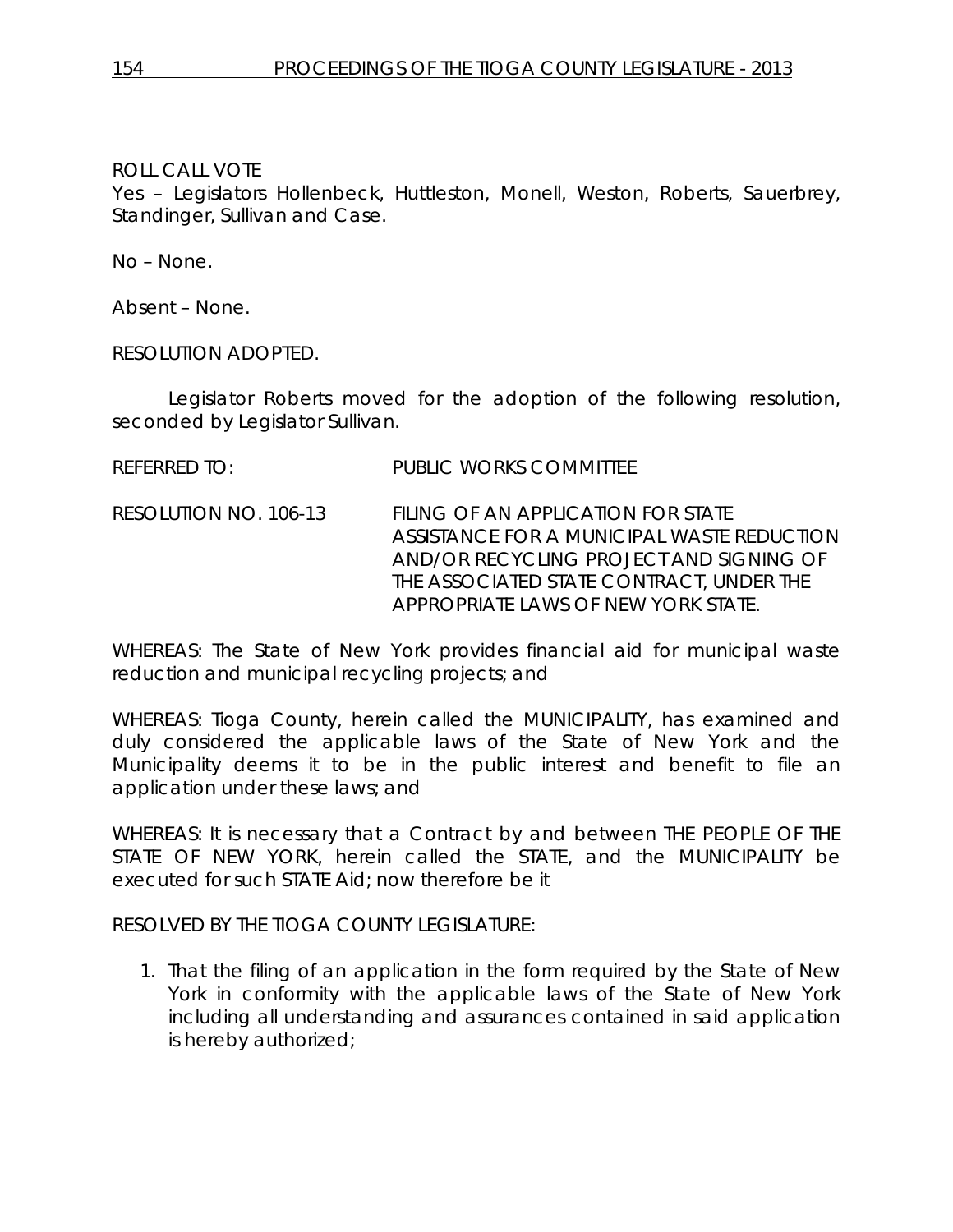ROLL CALL VOTE
Yes – Legislators Hollenbeck, Huttleston, Monell, Weston, Roberts, Sauerbrey, Standinger, Sullivan and Case.

No – None.

Absent – None.

RESOLUTION ADOPTED.

Legislator Roberts moved for the adoption of the following resolution, seconded by Legislator Sullivan.

REFERRED TO: PUBLIC WORKS COMMITTEE

RESOLUTION NO. 106-13 FILING OF AN APPLICATION FOR STATE ASSISTANCE FOR A MUNICIPAL WASTE REDUCTION AND/OR RECYCLING PROJECT AND SIGNING OF THE ASSOCIATED STATE CONTRACT, UNDER THE APPROPRIATE LAWS OF NEW YORK STATE.

WHEREAS: The State of New York provides financial aid for municipal waste reduction and municipal recycling projects; and

WHEREAS: Tioga County, herein called the MUNICIPALITY, has examined and duly considered the applicable laws of the State of New York and the Municipality deems it to be in the public interest and benefit to file an application under these laws; and

WHEREAS: It is necessary that a Contract by and between THE PEOPLE OF THE STATE OF NEW YORK, herein called the STATE, and the MUNICIPALITY be executed for such STATE Aid; now therefore be it

RESOLVED BY THE TIOGA COUNTY LEGISLATURE:

1. That the filing of an application in the form required by the State of New York in conformity with the applicable laws of the State of New York including all understanding and assurances contained in said application is hereby authorized;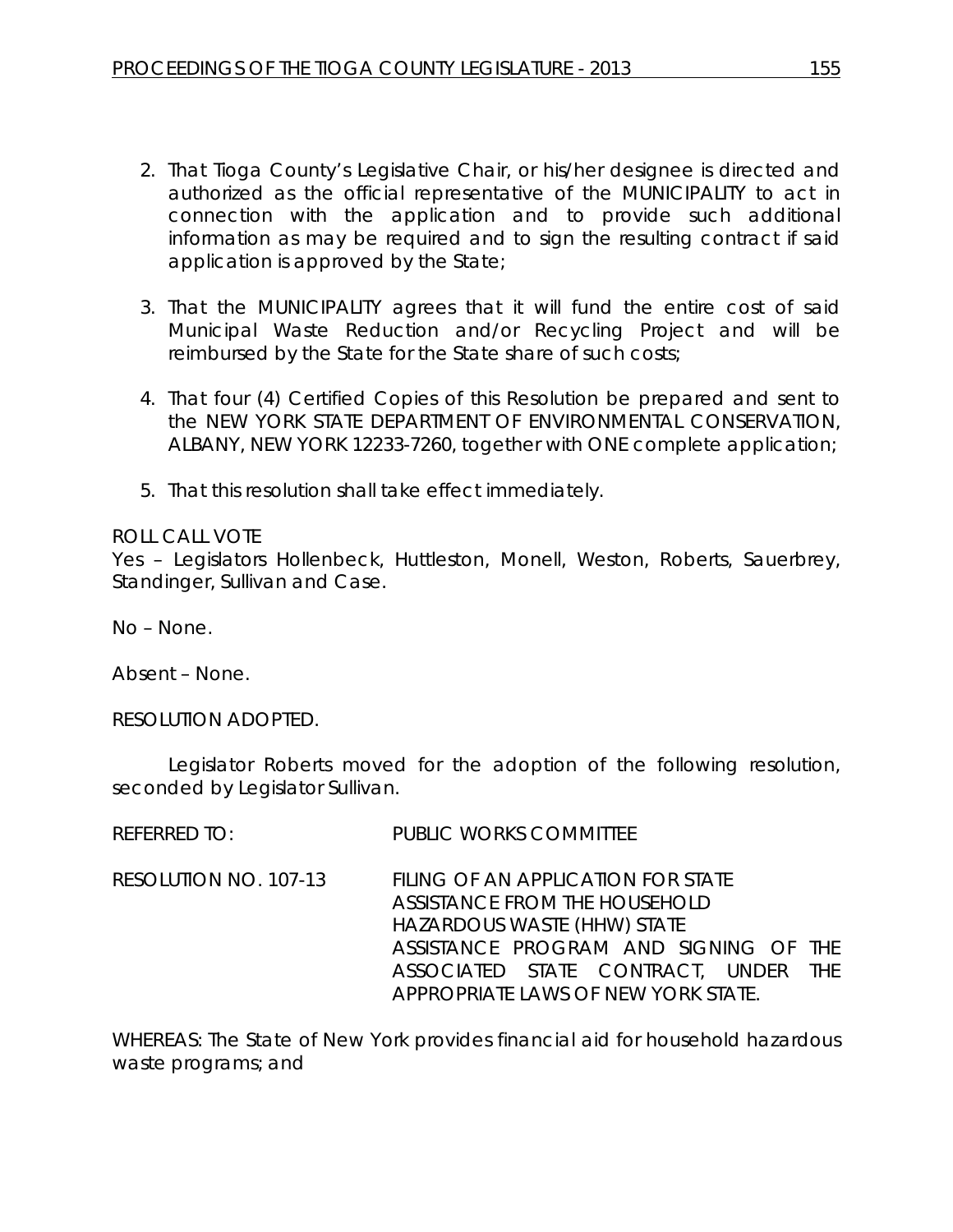2. That Tioga County's Legislative Chair, or his/her designee is directed and authorized as the official representative of the MUNICIPALITY to act in connection with the application and to provide such additional information as may be required and to sign the resulting contract if said application is approved by the State;

3. That the MUNICIPALITY agrees that it will fund the entire cost of said Municipal Waste Reduction and/or Recycling Project and will be reimbursed by the State for the State share of such costs;

4. That four (4) Certified Copies of this Resolution be prepared and sent to the NEW YORK STATE DEPARTMENT OF ENVIRONMENTAL CONSERVATION, ALBANY, NEW YORK 12233-7260, together with ONE complete application;

5. That this resolution shall take effect immediately.

ROLL CALL VOTE
Yes – Legislators Hollenbeck, Huttleston, Monell, Weston, Roberts, Sauerbrey, Standinger, Sullivan and Case.

No – None.

Absent – None.

RESOLUTION ADOPTED.

Legislator Roberts moved for the adoption of the following resolution, seconded by Legislator Sullivan.

REFERRED TO: PUBLIC WORKS COMMITTEE

RESOLUTION NO. 107-13 FILING OF AN APPLICATION FOR STATE ASSISTANCE FROM THE HOUSEHOLD HAZARDOUS WASTE (HHW) STATE ASSISTANCE PROGRAM AND SIGNING OF THE ASSOCIATED STATE CONTRACT, UNDER THE APPROPRIATE LAWS OF NEW YORK STATE.

WHEREAS: The State of New York provides financial aid for household hazardous waste programs; and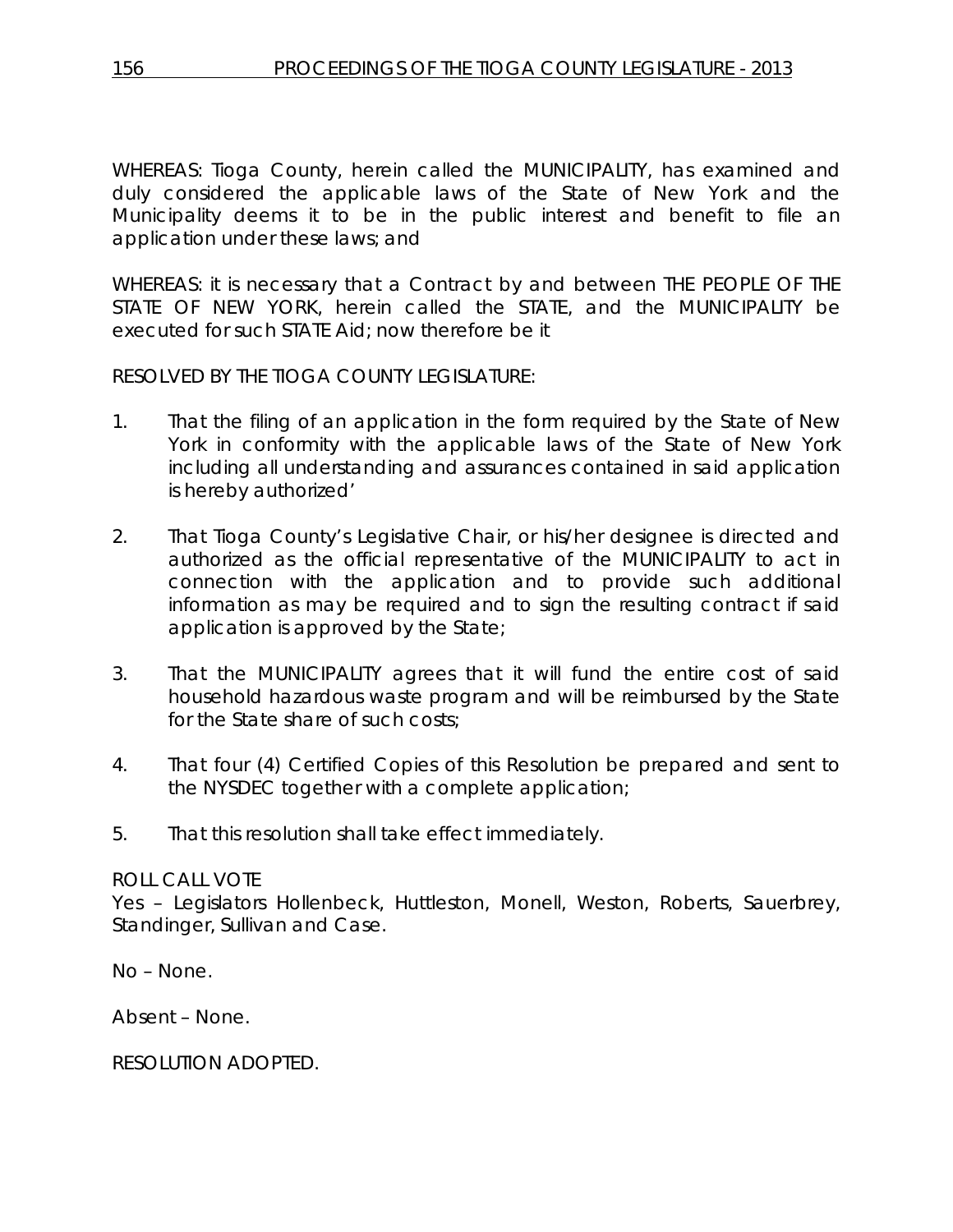WHEREAS: Tioga County, herein called the MUNICIPALITY, has examined and duly considered the applicable laws of the State of New York and the Municipality deems it to be in the public interest and benefit to file an application under these laws; and

WHEREAS: it is necessary that a Contract by and between THE PEOPLE OF THE STATE OF NEW YORK, herein called the STATE, and the MUNICIPALITY be executed for such STATE Aid; now therefore be it

RESOLVED BY THE TIOGA COUNTY LEGISLATURE:

1. That the filing of an application in the form required by the State of New York in conformity with the applicable laws of the State of New York including all understanding and assurances contained in said application is hereby authorized'

2. That Tioga County's Legislative Chair, or his/her designee is directed and authorized as the official representative of the MUNICIPALITY to act in connection with the application and to provide such additional information as may be required and to sign the resulting contract if said application is approved by the State;

3. That the MUNICIPALITY agrees that it will fund the entire cost of said household hazardous waste program and will be reimbursed by the State for the State share of such costs;

4. That four (4) Certified Copies of this Resolution be prepared and sent to the NYSDEC together with a complete application;

5. That this resolution shall take effect immediately.

ROLL CALL VOTE
Yes – Legislators Hollenbeck, Huttleston, Monell, Weston, Roberts, Sauerbrey, Standinger, Sullivan and Case.

No – None.

Absent – None.

RESOLUTION ADOPTED.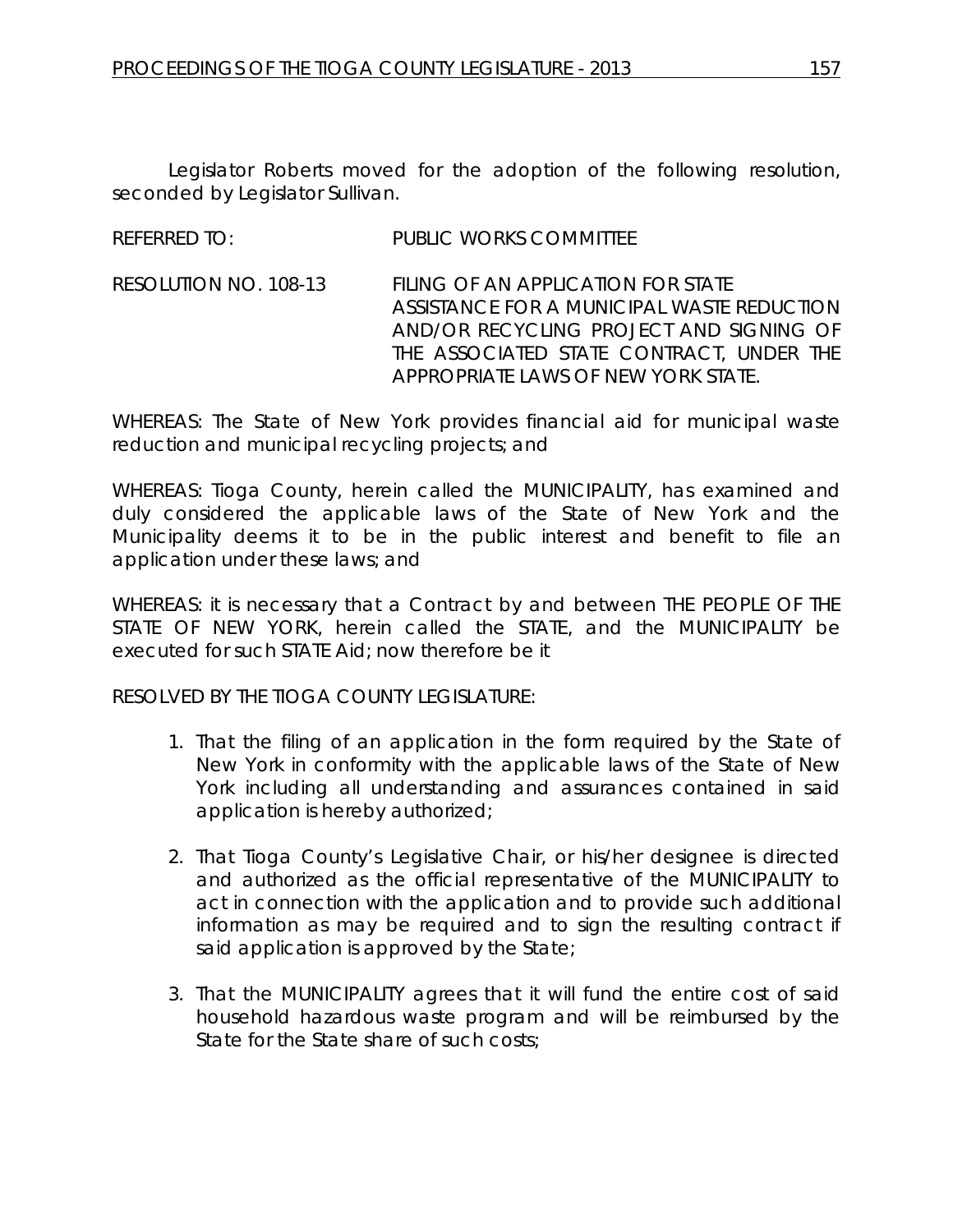Legislator Roberts moved for the adoption of the following resolution, seconded by Legislator Sullivan.

REFERRED TO: PUBLIC WORKS COMMITTEE

RESOLUTION NO. 108-13 FILING OF AN APPLICATION FOR STATE ASSISTANCE FOR A MUNICIPAL WASTE REDUCTION AND/OR RECYCLING PROJECT AND SIGNING OF THE ASSOCIATED STATE CONTRACT, UNDER THE APPROPRIATE LAWS OF NEW YORK STATE.

WHEREAS: The State of New York provides financial aid for municipal waste reduction and municipal recycling projects; and

WHEREAS: Tioga County, herein called the MUNICIPALITY, has examined and duly considered the applicable laws of the State of New York and the Municipality deems it to be in the public interest and benefit to file an application under these laws; and

WHEREAS: it is necessary that a Contract by and between THE PEOPLE OF THE STATE OF NEW YORK, herein called the STATE, and the MUNICIPALITY be executed for such STATE Aid; now therefore be it

RESOLVED BY THE TIOGA COUNTY LEGISLATURE:

1. That the filing of an application in the form required by the State of New York in conformity with the applicable laws of the State of New York including all understanding and assurances contained in said application is hereby authorized;

2. That Tioga County's Legislative Chair, or his/her designee is directed and authorized as the official representative of the MUNICIPALITY to act in connection with the application and to provide such additional information as may be required and to sign the resulting contract if said application is approved by the State;

3. That the MUNICIPALITY agrees that it will fund the entire cost of said household hazardous waste program and will be reimbursed by the State for the State share of such costs;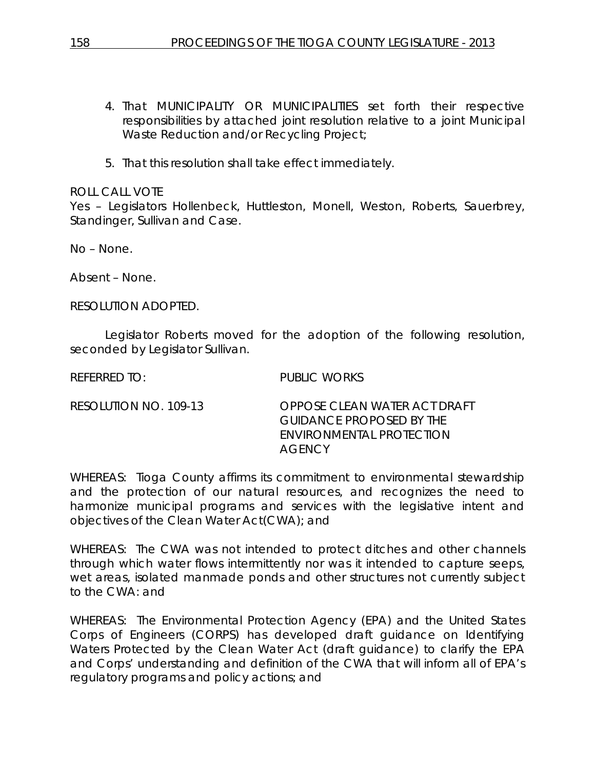4. That MUNICIPALITY OR MUNICIPALITIES set forth their respective responsibilities by attached joint resolution relative to a joint Municipal Waste Reduction and/or Recycling Project;

5. That this resolution shall take effect immediately.

ROLL CALL VOTE
Yes – Legislators Hollenbeck, Huttleston, Monell, Weston, Roberts, Sauerbrey, Standinger, Sullivan and Case.

No – None.

Absent – None.

RESOLUTION ADOPTED.

Legislator Roberts moved for the adoption of the following resolution, seconded by Legislator Sullivan.

REFERRED TO: PUBLIC WORKS

RESOLUTION NO. 109-13 OPPOSE CLEAN WATER ACT DRAFT GUIDANCE PROPOSED BY THE ENVIRONMENTAL PROTECTION AGENCY

WHEREAS: Tioga County affirms its commitment to environmental stewardship and the protection of our natural resources, and recognizes the need to harmonize municipal programs and services with the legislative intent and objectives of the Clean Water Act(CWA); and

WHEREAS: The CWA was not intended to protect ditches and other channels through which water flows intermittently nor was it intended to capture seeps, wet areas, isolated manmade ponds and other structures not currently subject to the CWA: and

WHEREAS: The Environmental Protection Agency (EPA) and the United States Corps of Engineers (CORPS) has developed draft guidance on Identifying Waters Protected by the Clean Water Act (draft guidance) to clarify the EPA and Corps' understanding and definition of the CWA that will inform all of EPA's regulatory programs and policy actions; and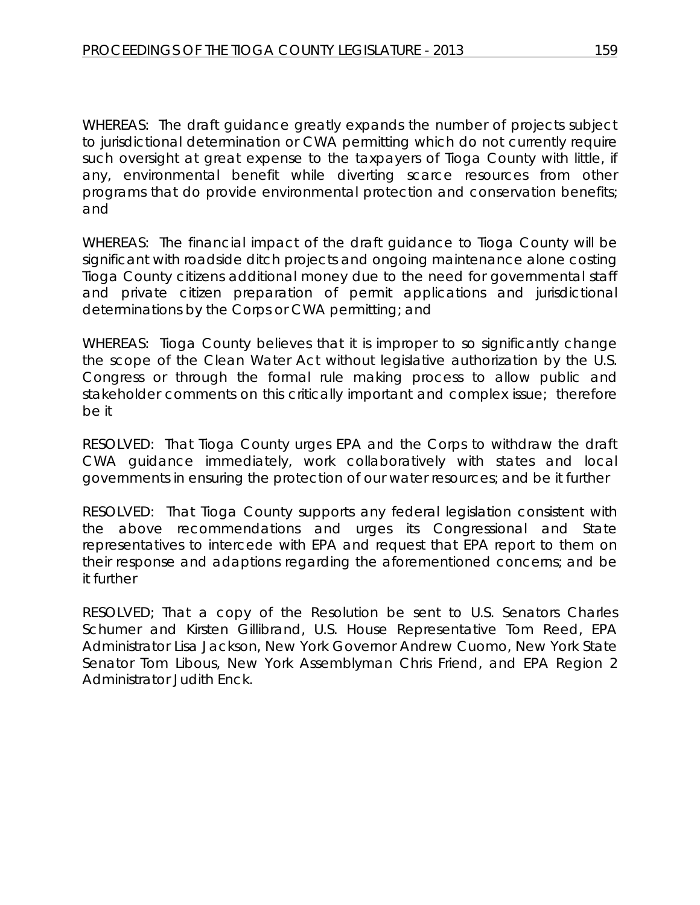WHEREAS: The draft guidance greatly expands the number of projects subject to jurisdictional determination or CWA permitting which do not currently require such oversight at great expense to the taxpayers of Tioga County with little, if any, environmental benefit while diverting scarce resources from other programs that do provide environmental protection and conservation benefits; and

WHEREAS: The financial impact of the draft guidance to Tioga County will be significant with roadside ditch projects and ongoing maintenance alone costing Tioga County citizens additional money due to the need for governmental staff and private citizen preparation of permit applications and jurisdictional determinations by the Corps or CWA permitting; and

WHEREAS: Tioga County believes that it is improper to so significantly change the scope of the Clean Water Act without legislative authorization by the U.S. Congress or through the formal rule making process to allow public and stakeholder comments on this critically important and complex issue; therefore be it

RESOLVED: That Tioga County urges EPA and the Corps to withdraw the draft CWA guidance immediately, work collaboratively with states and local governments in ensuring the protection of our water resources; and be it further

RESOLVED: That Tioga County supports any federal legislation consistent with the above recommendations and urges its Congressional and State representatives to intercede with EPA and request that EPA report to them on their response and adaptions regarding the aforementioned concerns; and be it further

RESOLVED; That a copy of the Resolution be sent to U.S. Senators Charles Schumer and Kirsten Gillibrand, U.S. House Representative Tom Reed, EPA Administrator Lisa Jackson, New York Governor Andrew Cuomo, New York State Senator Tom Libous, New York Assemblyman Chris Friend, and EPA Region 2 Administrator Judith Enck.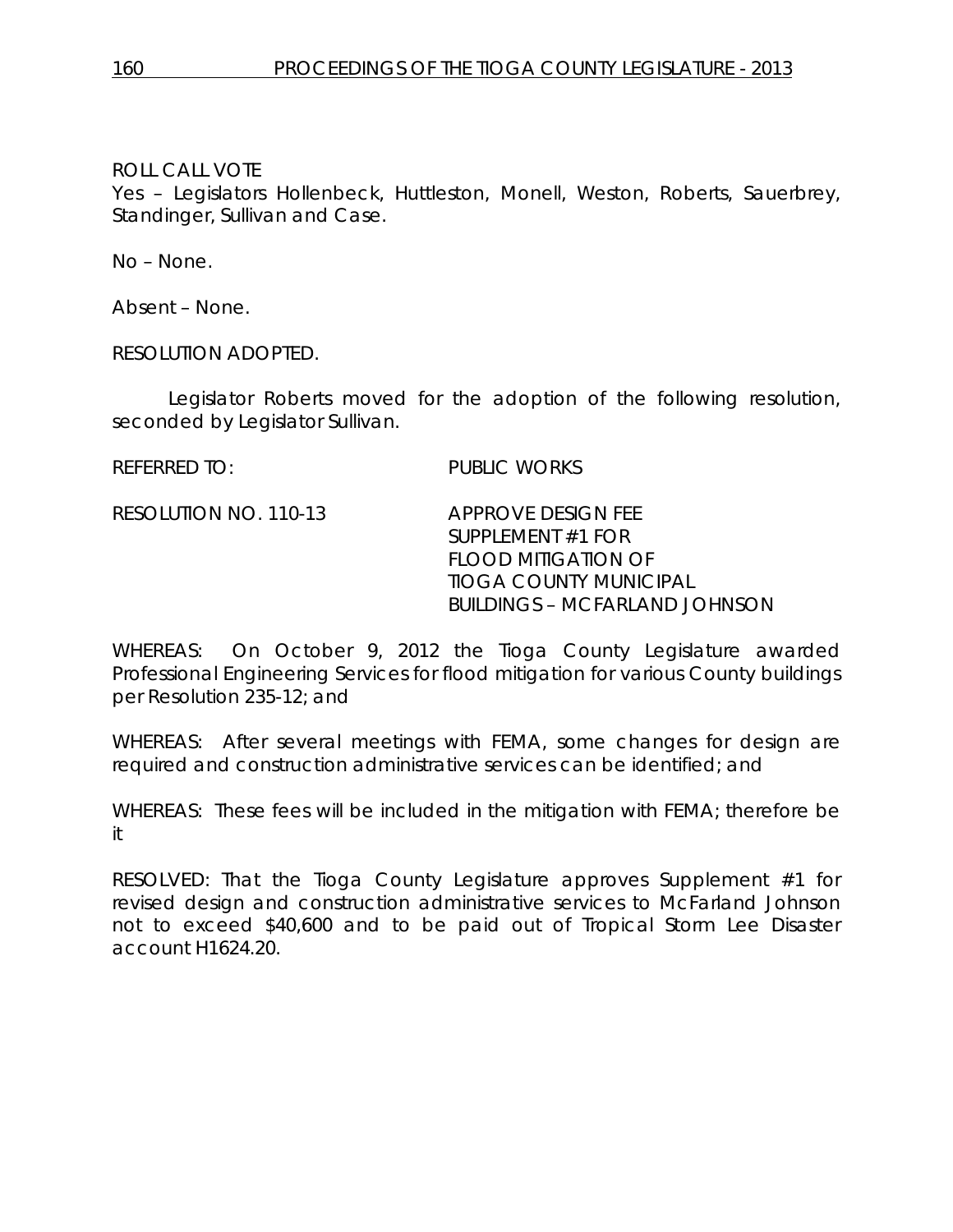ROLL CALL VOTE
Yes – Legislators Hollenbeck, Huttleston, Monell, Weston, Roberts, Sauerbrey, Standinger, Sullivan and Case.

No – None.

Absent – None.

RESOLUTION ADOPTED.

Legislator Roberts moved for the adoption of the following resolution, seconded by Legislator Sullivan.

REFERRED TO: PUBLIC WORKS

RESOLUTION NO. 110-13 APPROVE DESIGN FEE SUPPLEMENT #1 FOR FLOOD MITIGATION OF TIOGA COUNTY MUNICIPAL BUILDINGS – MCFARLAND JOHNSON

WHEREAS: On October 9, 2012 the Tioga County Legislature awarded Professional Engineering Services for flood mitigation for various County buildings per Resolution 235-12; and

WHEREAS: After several meetings with FEMA, some changes for design are required and construction administrative services can be identified; and

WHEREAS: These fees will be included in the mitigation with FEMA; therefore be it

RESOLVED: That the Tioga County Legislature approves Supplement #1 for revised design and construction administrative services to McFarland Johnson not to exceed $40,600 and to be paid out of Tropical Storm Lee Disaster account H1624.20.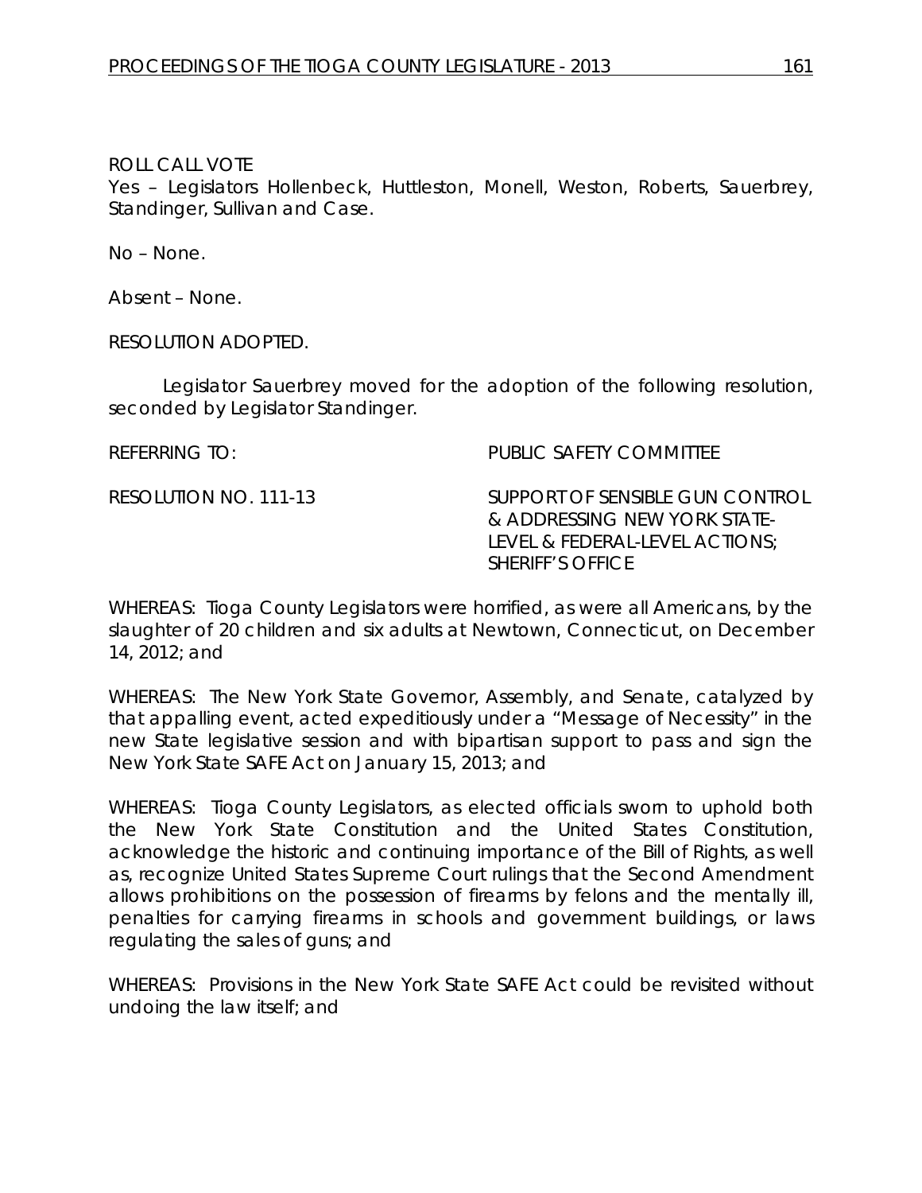ROLL CALL VOTE

Yes – Legislators Hollenbeck, Huttleston, Monell, Weston, Roberts, Sauerbrey, Standinger, Sullivan and Case.

No – None.

Absent – None.

RESOLUTION ADOPTED.

Legislator Sauerbrey moved for the adoption of the following resolution, seconded by Legislator Standinger.

REFERRING TO: PUBLIC SAFETY COMMITTEE

RESOLUTION NO. 111-13 SUPPORT OF SENSIBLE GUN CONTROL & ADDRESSING NEW YORK STATE-LEVEL & FEDERAL-LEVEL ACTIONS; SHERIFF'S OFFICE

WHEREAS: Tioga County Legislators were horrified, as were all Americans, by the slaughter of 20 children and six adults at Newtown, Connecticut, on December 14, 2012; and

WHEREAS: The New York State Governor, Assembly, and Senate, catalyzed by that appalling event, acted expeditiously under a "Message of Necessity" in the new State legislative session and with bipartisan support to pass and sign the New York State SAFE Act on January 15, 2013; and

WHEREAS: Tioga County Legislators, as elected officials sworn to uphold both the New York State Constitution and the United States Constitution, acknowledge the historic and continuing importance of the Bill of Rights, as well as, recognize United States Supreme Court rulings that the Second Amendment allows prohibitions on the possession of firearms by felons and the mentally ill, penalties for carrying firearms in schools and government buildings, or laws regulating the sales of guns; and

WHEREAS: Provisions in the New York State SAFE Act could be revisited without undoing the law itself; and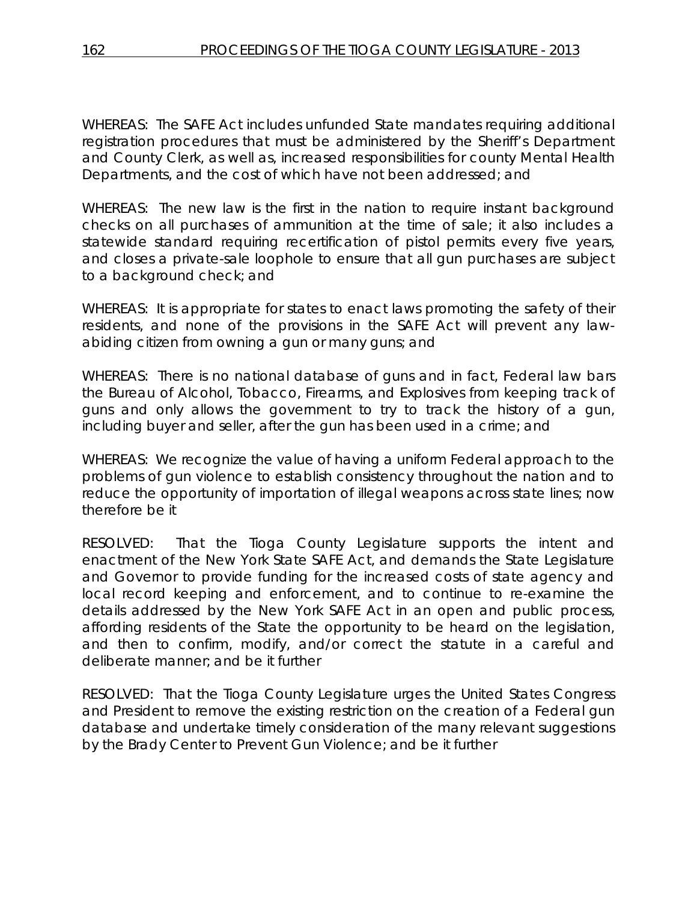WHEREAS: The SAFE Act includes unfunded State mandates requiring additional registration procedures that must be administered by the Sheriff's Department and County Clerk, as well as, increased responsibilities for county Mental Health Departments, and the cost of which have not been addressed; and

WHEREAS: The new law is the first in the nation to require instant background checks on all purchases of ammunition at the time of sale; it also includes a statewide standard requiring recertification of pistol permits every five years, and closes a private-sale loophole to ensure that all gun purchases are subject to a background check; and

WHEREAS: It is appropriate for states to enact laws promoting the safety of their residents, and none of the provisions in the SAFE Act will prevent any law-abiding citizen from owning a gun or many guns; and

WHEREAS: There is no national database of guns and in fact, Federal law bars the Bureau of Alcohol, Tobacco, Firearms, and Explosives from keeping track of guns and only allows the government to try to track the history of a gun, including buyer and seller, after the gun has been used in a crime; and

WHEREAS: We recognize the value of having a uniform Federal approach to the problems of gun violence to establish consistency throughout the nation and to reduce the opportunity of importation of illegal weapons across state lines; now therefore be it

RESOLVED: That the Tioga County Legislature supports the intent and enactment of the New York State SAFE Act, and demands the State Legislature and Governor to provide funding for the increased costs of state agency and local record keeping and enforcement, and to continue to re-examine the details addressed by the New York SAFE Act in an open and public process, affording residents of the State the opportunity to be heard on the legislation, and then to confirm, modify, and/or correct the statute in a careful and deliberate manner; and be it further

RESOLVED: That the Tioga County Legislature urges the United States Congress and President to remove the existing restriction on the creation of a Federal gun database and undertake timely consideration of the many relevant suggestions by the Brady Center to Prevent Gun Violence; and be it further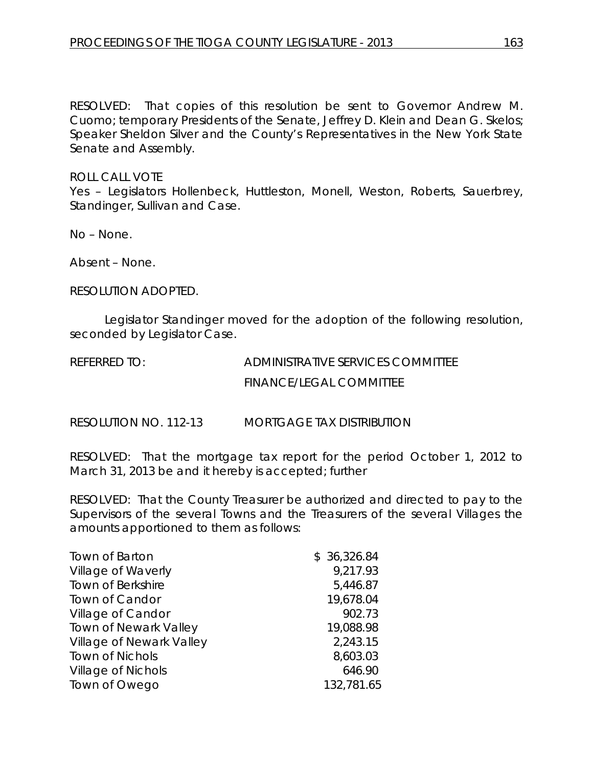RESOLVED: That copies of this resolution be sent to Governor Andrew M. Cuomo; temporary Presidents of the Senate, Jeffrey D. Klein and Dean G. Skelos; Speaker Sheldon Silver and the County's Representatives in the New York State Senate and Assembly.

ROLL CALL VOTE
Yes – Legislators Hollenbeck, Huttleston, Monell, Weston, Roberts, Sauerbrey, Standinger, Sullivan and Case.

No – None.

Absent – None.

RESOLUTION ADOPTED.

Legislator Standinger moved for the adoption of the following resolution, seconded by Legislator Case.

REFERRED TO: ADMINISTRATIVE SERVICES COMMITTEE
FINANCE/LEGAL COMMITTEE

RESOLUTION NO. 112-13 MORTGAGE TAX DISTRIBUTION

RESOLVED: That the mortgage tax report for the period October 1, 2012 to March 31, 2013 be and it hereby is accepted; further

RESOLVED: That the County Treasurer be authorized and directed to pay to the Supervisors of the several Towns and the Treasurers of the several Villages the amounts apportioned to them as follows:

| | |
|---|---|
| Town of Barton | $ 36,326.84 |
| Village of Waverly | 9,217.93 |
| Town of Berkshire | 5,446.87 |
| Town of Candor | 19,678.04 |
| Village of Candor | 902.73 |
| Town of Newark Valley | 19,088.98 |
| Village of Newark Valley | 2,243.15 |
| Town of Nichols | 8,603.03 |
| Village of Nichols | 646.90 |
| Town of Owego | 132,781.65 |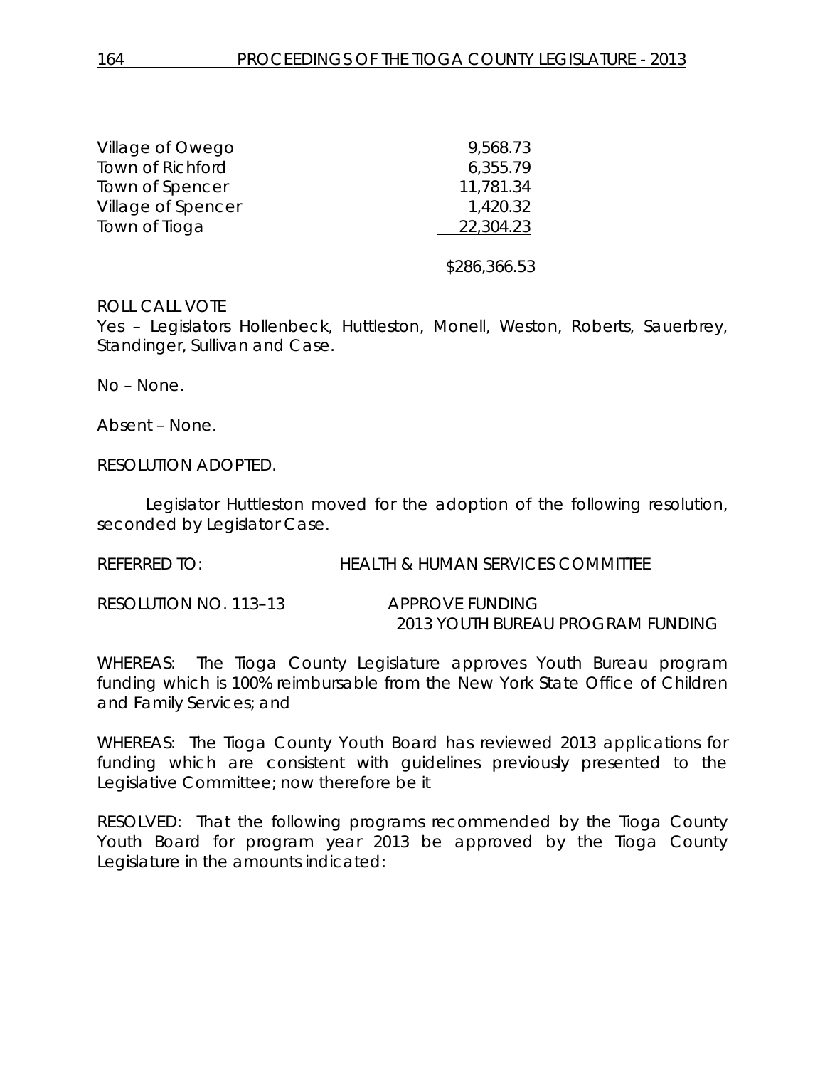| | |
|---|---:|
| Village of Owego | 9,568.73 |
| Town of Richford | 6,355.79 |
| Town of Spencer | 11,781.34 |
| Village of Spencer | 1,420.32 |
| Town of Tioga | 22,304.23 |
| | $286,366.53 |

ROLL CALL VOTE
Yes – Legislators Hollenbeck, Huttleston, Monell, Weston, Roberts, Sauerbrey, Standinger, Sullivan and Case.

No – None.

Absent – None.

RESOLUTION ADOPTED.

Legislator Huttleston moved for the adoption of the following resolution, seconded by Legislator Case.

REFERRED TO: HEALTH & HUMAN SERVICES COMMITTEE

RESOLUTION NO. 113–13 APPROVE FUNDING 2013 YOUTH BUREAU PROGRAM FUNDING

WHEREAS: The Tioga County Legislature approves Youth Bureau program funding which is 100% reimbursable from the New York State Office of Children and Family Services; and

WHEREAS: The Tioga County Youth Board has reviewed 2013 applications for funding which are consistent with guidelines previously presented to the Legislative Committee; now therefore be it

RESOLVED: That the following programs recommended by the Tioga County Youth Board for program year 2013 be approved by the Tioga County Legislature in the amounts indicated: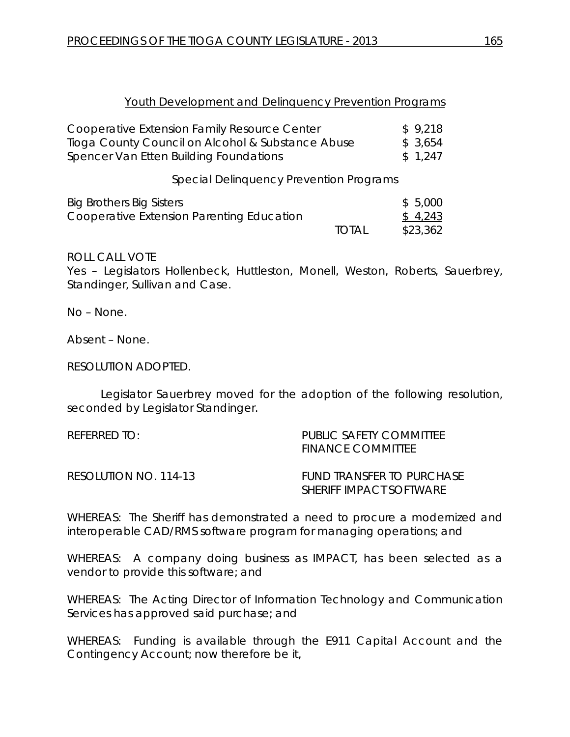Youth Development and Delinquency Prevention Programs

| | |
|---|---|
| Cooperative Extension Family Resource Center | $ 9,218 |
| Tioga County Council on Alcohol & Substance Abuse | $ 3,654 |
| Spencer Van Etten Building Foundations | $ 1,247 |

Special Delinquency Prevention Programs

| | | |
|---|---|---|
| Big Brothers Big Sisters | | $ 5,000 |
| Cooperative Extension Parenting Education | | $ 4,243 |
| | TOTAL | $23,362 |

ROLL CALL VOTE
Yes – Legislators Hollenbeck, Huttleston, Monell, Weston, Roberts, Sauerbrey, Standinger, Sullivan and Case.

No – None.

Absent – None.

RESOLUTION ADOPTED.

Legislator Sauerbrey moved for the adoption of the following resolution, seconded by Legislator Standinger.

REFERRED TO: PUBLIC SAFETY COMMITTEE
FINANCE COMMITTEE

RESOLUTION NO. 114-13 FUND TRANSFER TO PURCHASE SHERIFF IMPACT SOFTWARE

WHEREAS: The Sheriff has demonstrated a need to procure a modernized and interoperable CAD/RMS software program for managing operations; and

WHEREAS: A company doing business as IMPACT, has been selected as a vendor to provide this software; and

WHEREAS: The Acting Director of Information Technology and Communication Services has approved said purchase; and

WHEREAS: Funding is available through the E911 Capital Account and the Contingency Account; now therefore be it,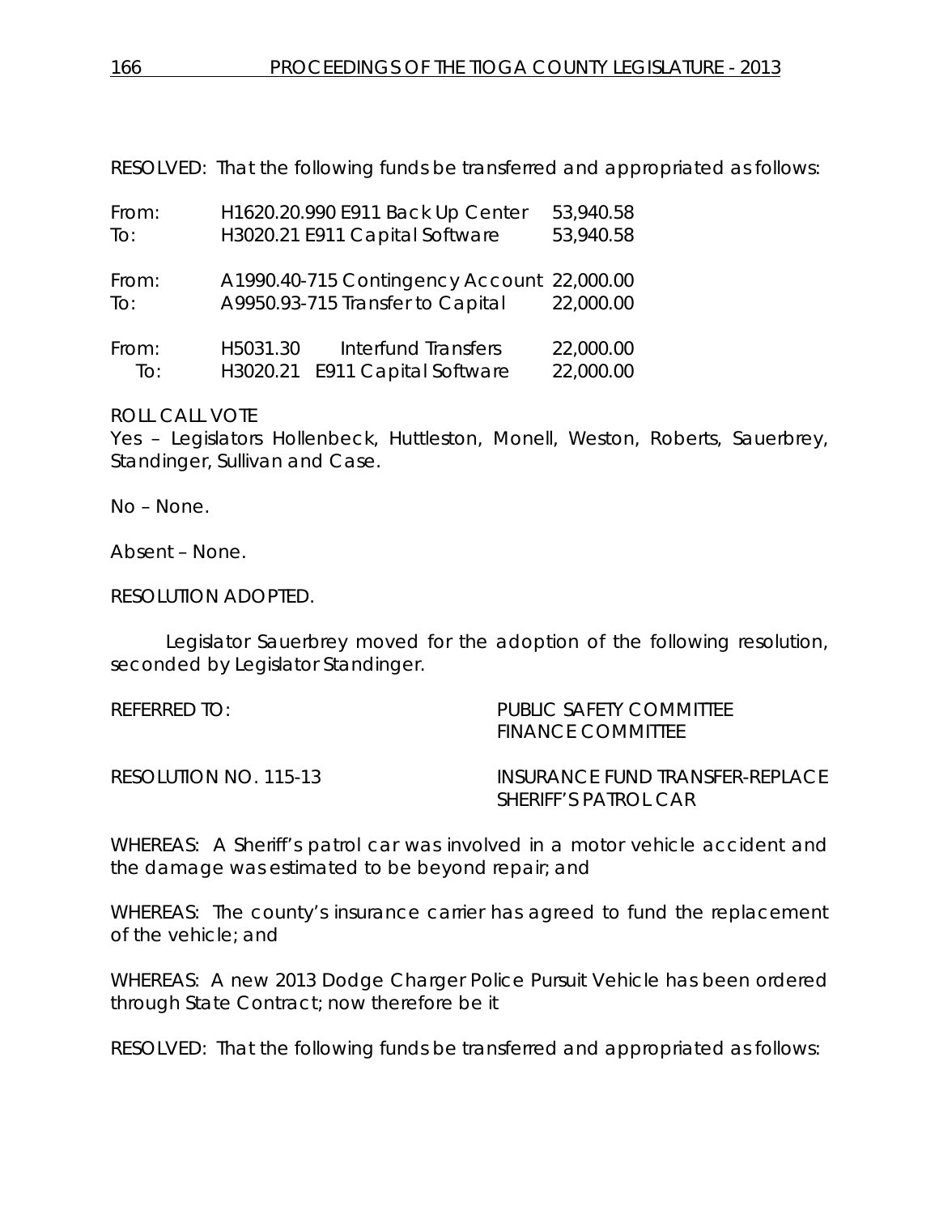RESOLVED: That the following funds be transferred and appropriated as follows:

| | | |
|---|---|---|
| From: | H1620.20.990 E911 Back Up Center | 53,940.58 |
| To: | H3020.21 E911 Capital Software | 53,940.58 |
| From: | A1990.40-715 Contingency Account | 22,000.00 |
| To: | A9950.93-715 Transfer to Capital | 22,000.00 |
| From: | H5031.30 Interfund Transfers | 22,000.00 |
| To: | H3020.21 E911 Capital Software | 22,000.00 |

ROLL CALL VOTE
Yes – Legislators Hollenbeck, Huttleston, Monell, Weston, Roberts, Sauerbrey, Standinger, Sullivan and Case.

No – None.

Absent – None.

RESOLUTION ADOPTED.

Legislator Sauerbrey moved for the adoption of the following resolution, seconded by Legislator Standinger.

REFERRED TO: PUBLIC SAFETY COMMITTEE
FINANCE COMMITTEE

RESOLUTION NO. 115-13 INSURANCE FUND TRANSFER-REPLACE SHERIFF'S PATROL CAR

WHEREAS: A Sheriff's patrol car was involved in a motor vehicle accident and the damage was estimated to be beyond repair; and

WHEREAS: The county's insurance carrier has agreed to fund the replacement of the vehicle; and

WHEREAS: A new 2013 Dodge Charger Police Pursuit Vehicle has been ordered through State Contract; now therefore be it

RESOLVED: That the following funds be transferred and appropriated as follows: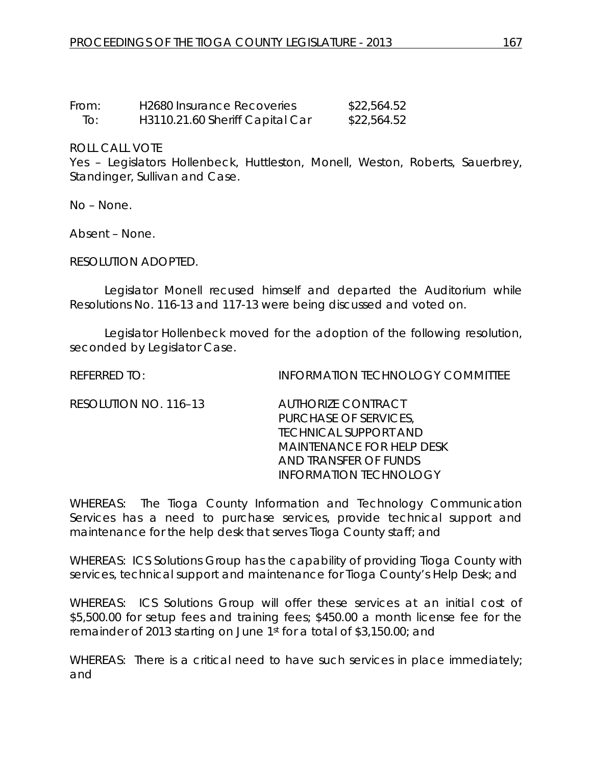| From: | H2680 Insurance Recoveries | \$22,564.52 |
|---|---|---|
| To: | H3110.21.60 Sheriff Capital Car | \$22,564.52 |

ROLL CALL VOTE
Yes – Legislators Hollenbeck, Huttleston, Monell, Weston, Roberts, Sauerbrey, Standinger, Sullivan and Case.

No – None.

Absent – None.

RESOLUTION ADOPTED.

Legislator Monell recused himself and departed the Auditorium while Resolutions No. 116-13 and 117-13 were being discussed and voted on.

Legislator Hollenbeck moved for the adoption of the following resolution, seconded by Legislator Case.

REFERRED TO: INFORMATION TECHNOLOGY COMMITTEE

RESOLUTION NO. 116–13 AUTHORIZE CONTRACT PURCHASE OF SERVICES, TECHNICAL SUPPORT AND MAINTENANCE FOR HELP DESK AND TRANSFER OF FUNDS INFORMATION TECHNOLOGY

WHEREAS: The Tioga County Information and Technology Communication Services has a need to purchase services, provide technical support and maintenance for the help desk that serves Tioga County staff; and

WHEREAS: ICS Solutions Group has the capability of providing Tioga County with services, technical support and maintenance for Tioga County's Help Desk; and

WHEREAS: ICS Solutions Group will offer these services at an initial cost of \$5,500.00 for setup fees and training fees; \$450.00 a month license fee for the remainder of 2013 starting on June 1st for a total of \$3,150.00; and

WHEREAS: There is a critical need to have such services in place immediately; and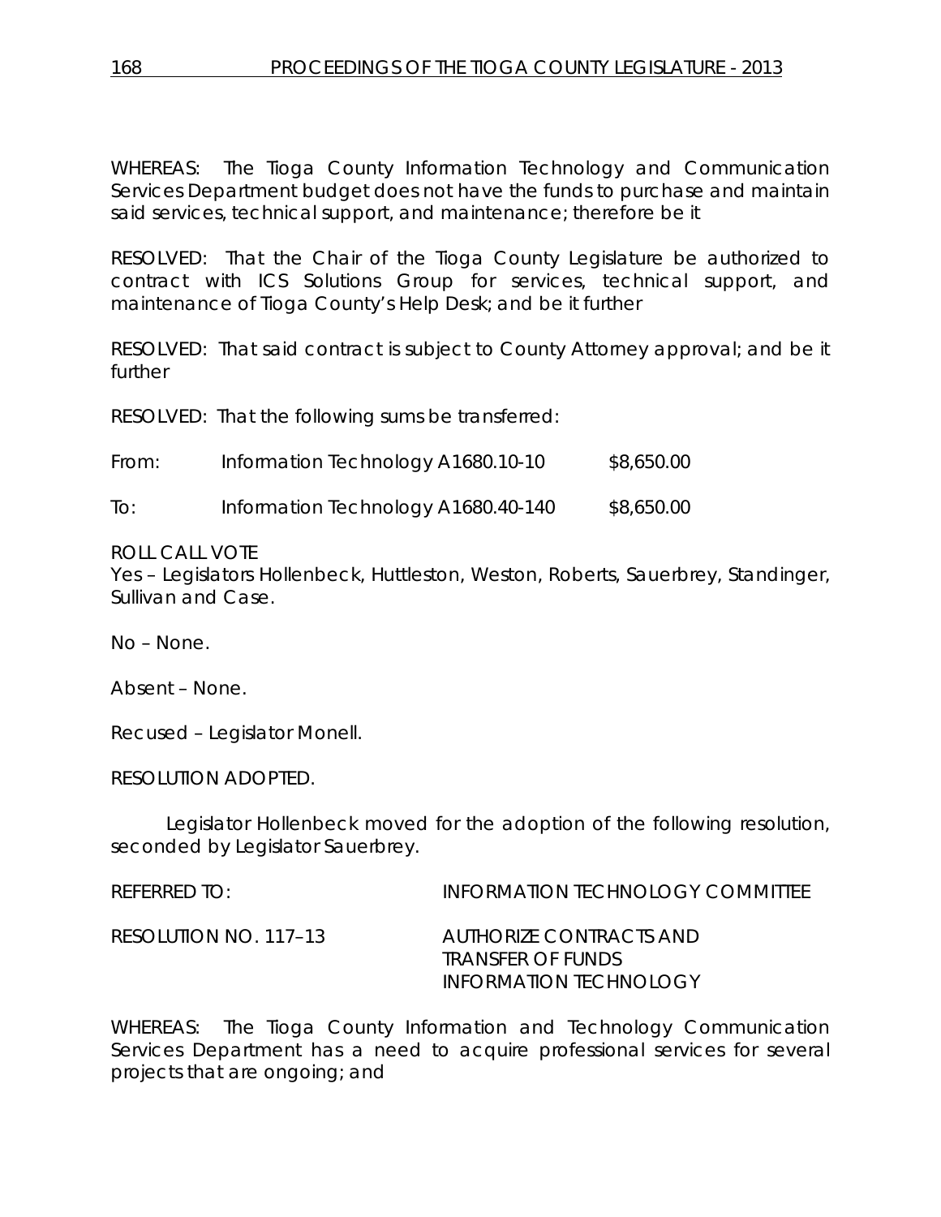WHEREAS: The Tioga County Information Technology and Communication Services Department budget does not have the funds to purchase and maintain said services, technical support, and maintenance; therefore be it

RESOLVED: That the Chair of the Tioga County Legislature be authorized to contract with ICS Solutions Group for services, technical support, and maintenance of Tioga County's Help Desk; and be it further

RESOLVED: That said contract is subject to County Attorney approval; and be it further

RESOLVED: That the following sums be transferred:

| | | |
|---|---|---|
| From: | Information Technology A1680.10-10 | $8,650.00 |
| To: | Information Technology A1680.40-140 | $8,650.00 |

ROLL CALL VOTE
Yes – Legislators Hollenbeck, Huttleston, Weston, Roberts, Sauerbrey, Standinger, Sullivan and Case.

No – None.

Absent – None.

Recused – Legislator Monell.

RESOLUTION ADOPTED.

Legislator Hollenbeck moved for the adoption of the following resolution, seconded by Legislator Sauerbrey.

REFERRED TO: INFORMATION TECHNOLOGY COMMITTEE

RESOLUTION NO. 117–13 AUTHORIZE CONTRACTS AND TRANSFER OF FUNDS INFORMATION TECHNOLOGY

WHEREAS: The Tioga County Information and Technology Communication Services Department has a need to acquire professional services for several projects that are ongoing; and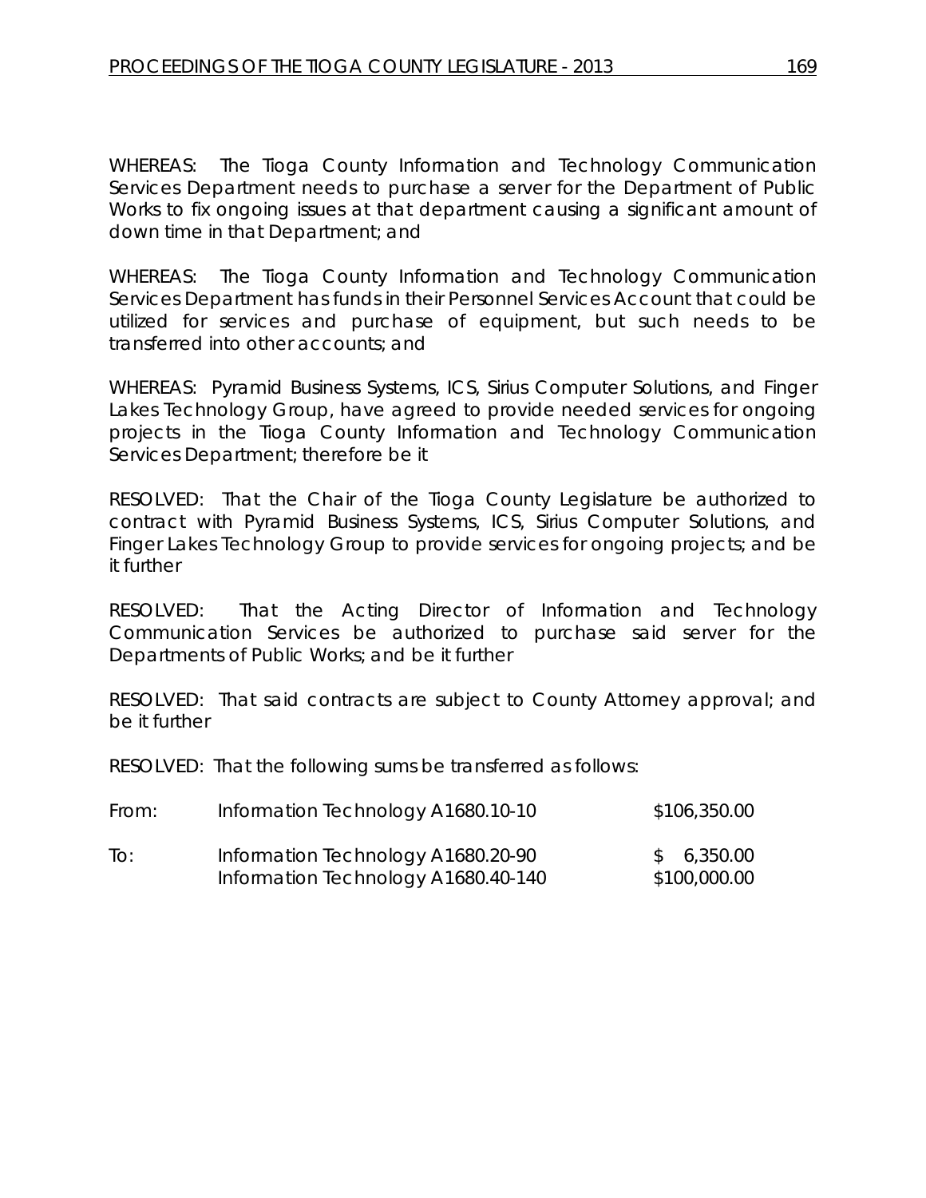WHEREAS: The Tioga County Information and Technology Communication Services Department needs to purchase a server for the Department of Public Works to fix ongoing issues at that department causing a significant amount of down time in that Department; and

WHEREAS: The Tioga County Information and Technology Communication Services Department has funds in their Personnel Services Account that could be utilized for services and purchase of equipment, but such needs to be transferred into other accounts; and

WHEREAS: Pyramid Business Systems, ICS, Sirius Computer Solutions, and Finger Lakes Technology Group, have agreed to provide needed services for ongoing projects in the Tioga County Information and Technology Communication Services Department; therefore be it

RESOLVED: That the Chair of the Tioga County Legislature be authorized to contract with Pyramid Business Systems, ICS, Sirius Computer Solutions, and Finger Lakes Technology Group to provide services for ongoing projects; and be it further

RESOLVED: That the Acting Director of Information and Technology Communication Services be authorized to purchase said server for the Departments of Public Works; and be it further

RESOLVED: That said contracts are subject to County Attorney approval; and be it further

RESOLVED: That the following sums be transferred as follows:

| | | |
|---|---|---|
| From: | Information Technology A1680.10-10 | $106,350.00 |
| To: | Information Technology A1680.20-90 | $ 6,350.00 |
| | Information Technology A1680.40-140 | $100,000.00 |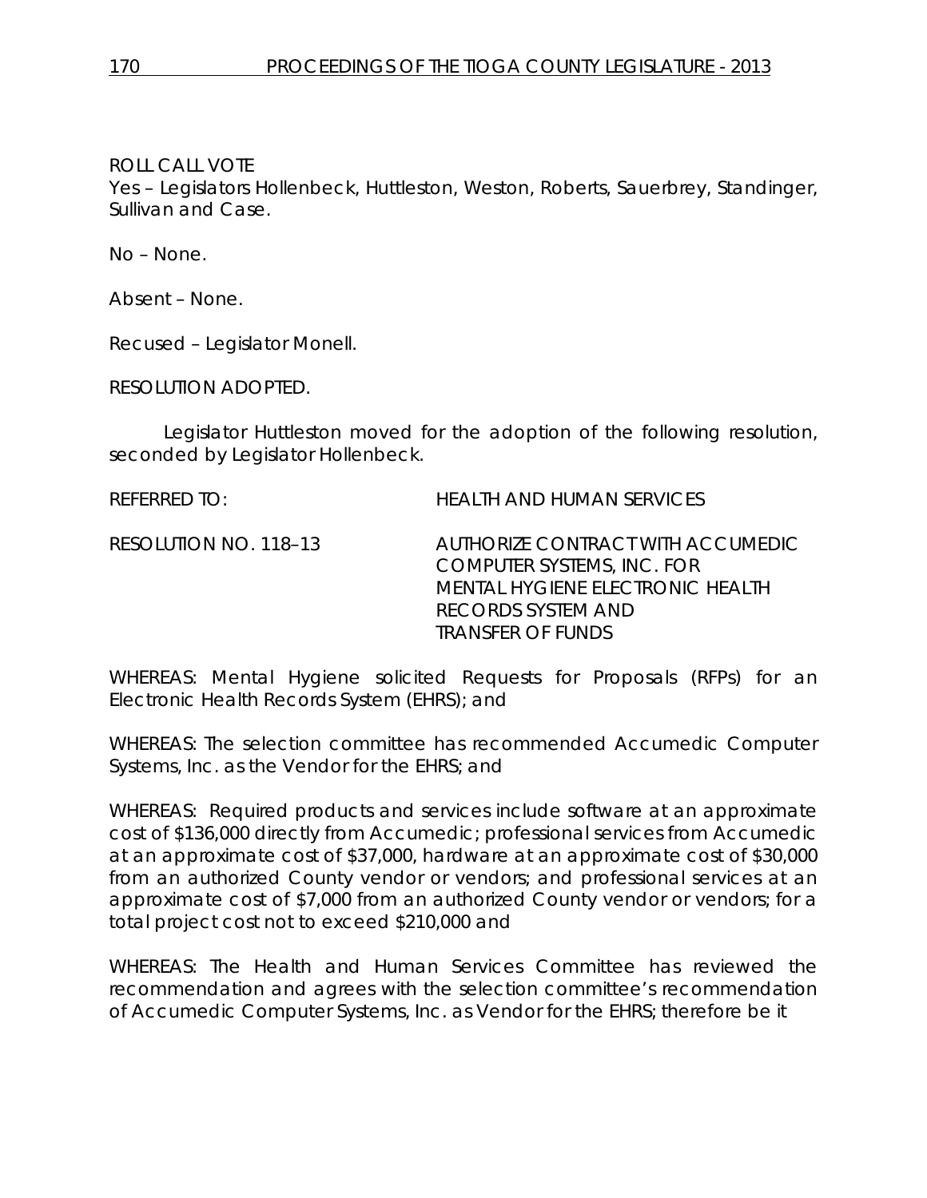ROLL CALL VOTE
Yes – Legislators Hollenbeck, Huttleston, Weston, Roberts, Sauerbrey, Standinger, Sullivan and Case.

No – None.

Absent – None.

Recused – Legislator Monell.

RESOLUTION ADOPTED.

Legislator Huttleston moved for the adoption of the following resolution, seconded by Legislator Hollenbeck.

REFERRED TO: HEALTH AND HUMAN SERVICES

RESOLUTION NO. 118–13 AUTHORIZE CONTRACT WITH ACCUMEDIC COMPUTER SYSTEMS, INC. FOR MENTAL HYGIENE ELECTRONIC HEALTH RECORDS SYSTEM AND TRANSFER OF FUNDS

WHEREAS: Mental Hygiene solicited Requests for Proposals (RFPs) for an Electronic Health Records System (EHRS); and

WHEREAS: The selection committee has recommended Accumedic Computer Systems, Inc. as the Vendor for the EHRS; and

WHEREAS: Required products and services include software at an approximate cost of $136,000 directly from Accumedic; professional services from Accumedic at an approximate cost of $37,000, hardware at an approximate cost of $30,000 from an authorized County vendor or vendors; and professional services at an approximate cost of $7,000 from an authorized County vendor or vendors; for a total project cost not to exceed $210,000 and

WHEREAS: The Health and Human Services Committee has reviewed the recommendation and agrees with the selection committee's recommendation of Accumedic Computer Systems, Inc. as Vendor for the EHRS; therefore be it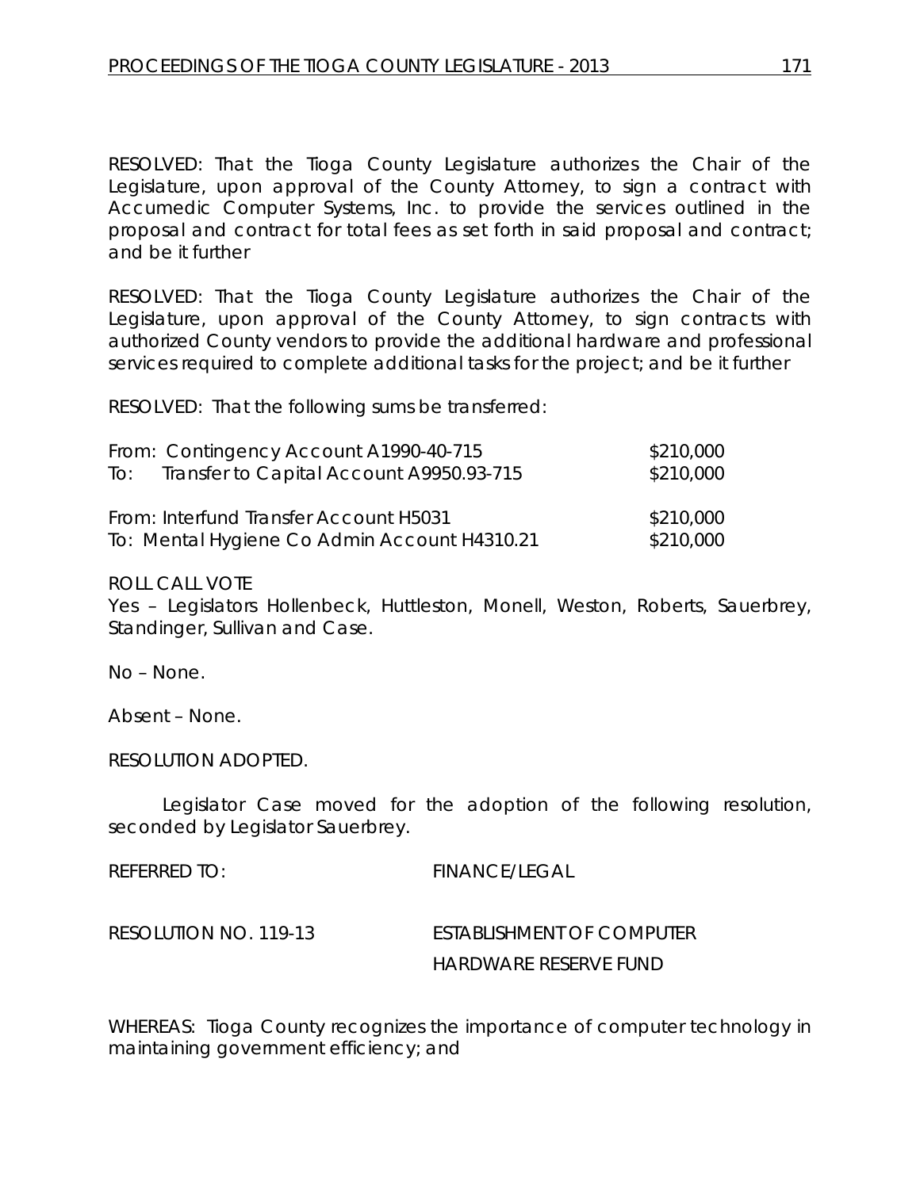RESOLVED: That the Tioga County Legislature authorizes the Chair of the Legislature, upon approval of the County Attorney, to sign a contract with Accumedic Computer Systems, Inc. to provide the services outlined in the proposal and contract for total fees as set forth in said proposal and contract; and be it further

RESOLVED: That the Tioga County Legislature authorizes the Chair of the Legislature, upon approval of the County Attorney, to sign contracts with authorized County vendors to provide the additional hardware and professional services required to complete additional tasks for the project; and be it further

RESOLVED: That the following sums be transferred:

| | |
|---|---|
| From: Contingency Account A1990-40-715 | $210,000 |
| To: Transfer to Capital Account A9950.93-715 | $210,000 |
| | |
| From: Interfund Transfer Account H5031 | $210,000 |
| To: Mental Hygiene Co Admin Account H4310.21 | $210,000 |

ROLL CALL VOTE
Yes – Legislators Hollenbeck, Huttleston, Monell, Weston, Roberts, Sauerbrey, Standinger, Sullivan and Case.

No – None.

Absent – None.

RESOLUTION ADOPTED.

Legislator Case moved for the adoption of the following resolution, seconded by Legislator Sauerbrey.

REFERRED TO: FINANCE/LEGAL

RESOLUTION NO. 119-13 ESTABLISHMENT OF COMPUTER HARDWARE RESERVE FUND

WHEREAS: Tioga County recognizes the importance of computer technology in maintaining government efficiency; and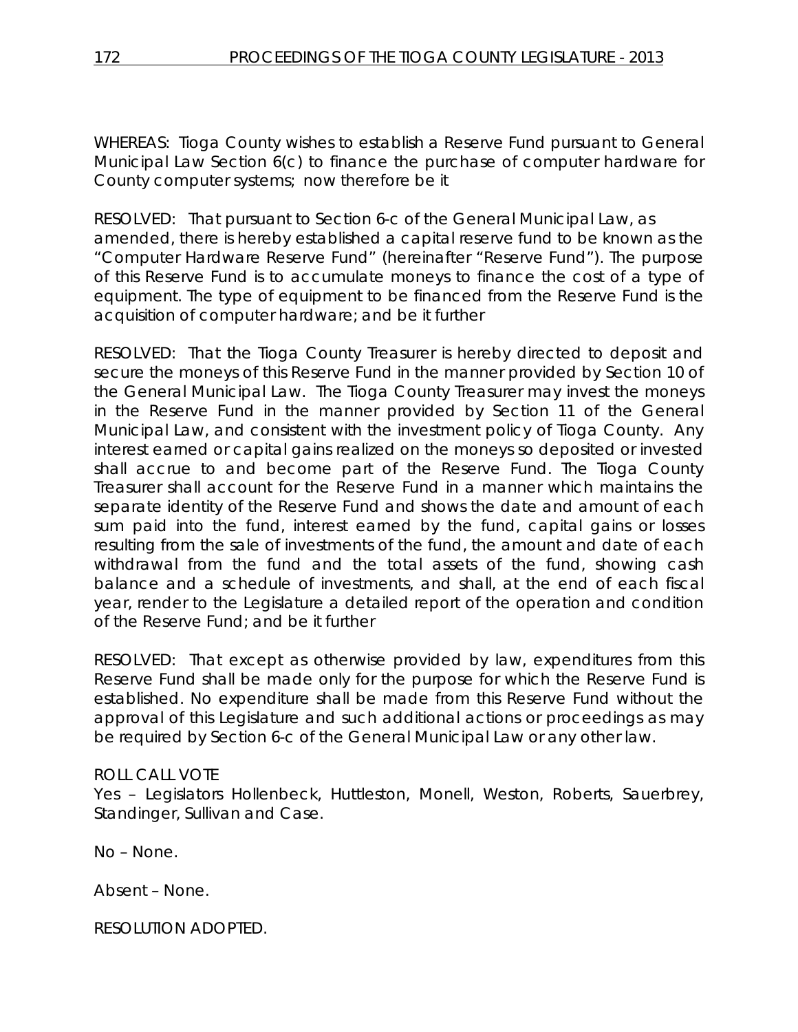WHEREAS: Tioga County wishes to establish a Reserve Fund pursuant to General Municipal Law Section 6(c) to finance the purchase of computer hardware for County computer systems; now therefore be it

RESOLVED: That pursuant to Section 6-c of the General Municipal Law, as amended, there is hereby established a capital reserve fund to be known as the "Computer Hardware Reserve Fund" (hereinafter "Reserve Fund"). The purpose of this Reserve Fund is to accumulate moneys to finance the cost of a type of equipment. The type of equipment to be financed from the Reserve Fund is the acquisition of computer hardware; and be it further

RESOLVED: That the Tioga County Treasurer is hereby directed to deposit and secure the moneys of this Reserve Fund in the manner provided by Section 10 of the General Municipal Law. The Tioga County Treasurer may invest the moneys in the Reserve Fund in the manner provided by Section 11 of the General Municipal Law, and consistent with the investment policy of Tioga County. Any interest earned or capital gains realized on the moneys so deposited or invested shall accrue to and become part of the Reserve Fund. The Tioga County Treasurer shall account for the Reserve Fund in a manner which maintains the separate identity of the Reserve Fund and shows the date and amount of each sum paid into the fund, interest earned by the fund, capital gains or losses resulting from the sale of investments of the fund, the amount and date of each withdrawal from the fund and the total assets of the fund, showing cash balance and a schedule of investments, and shall, at the end of each fiscal year, render to the Legislature a detailed report of the operation and condition of the Reserve Fund; and be it further

RESOLVED: That except as otherwise provided by law, expenditures from this Reserve Fund shall be made only for the purpose for which the Reserve Fund is established. No expenditure shall be made from this Reserve Fund without the approval of this Legislature and such additional actions or proceedings as may be required by Section 6-c of the General Municipal Law or any other law.

ROLL CALL VOTE
Yes – Legislators Hollenbeck, Huttleston, Monell, Weston, Roberts, Sauerbrey, Standinger, Sullivan and Case.

No – None.

Absent – None.

RESOLUTION ADOPTED.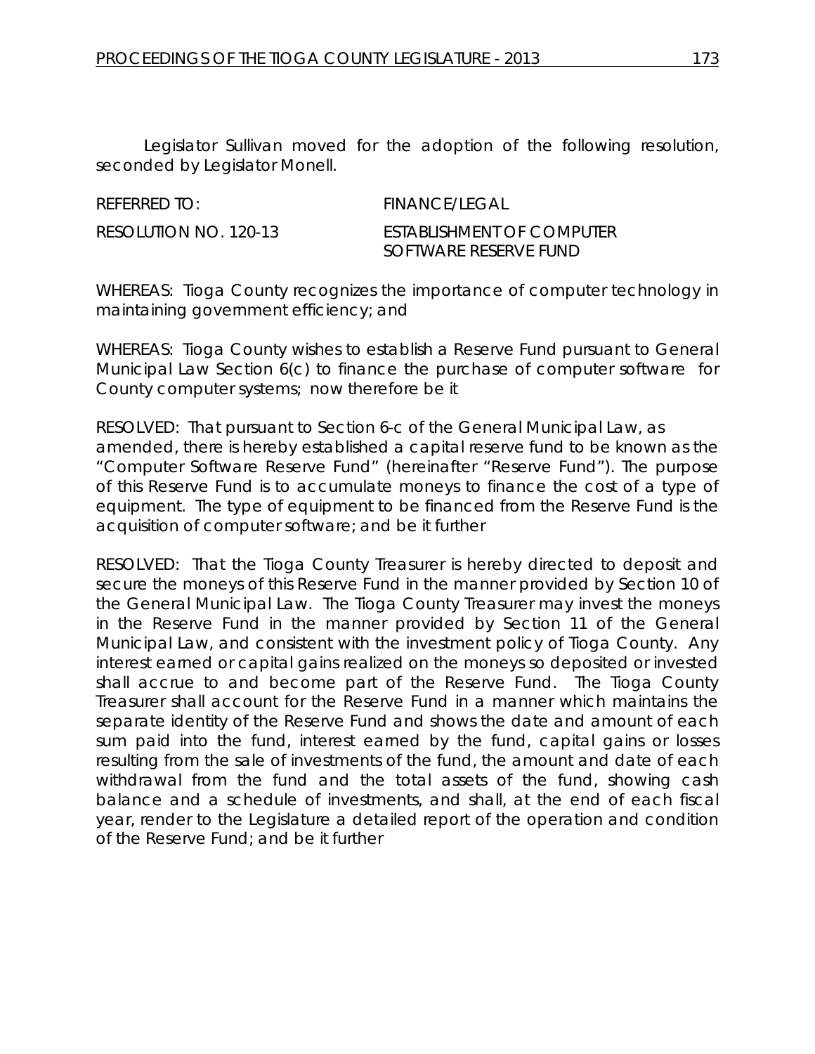Legislator Sullivan moved for the adoption of the following resolution, seconded by Legislator Monell.

REFERRED TO: FINANCE/LEGAL

RESOLUTION NO. 120-13 ESTABLISHMENT OF COMPUTER SOFTWARE RESERVE FUND

WHEREAS: Tioga County recognizes the importance of computer technology in maintaining government efficiency; and

WHEREAS: Tioga County wishes to establish a Reserve Fund pursuant to General Municipal Law Section 6(c) to finance the purchase of computer software for County computer systems; now therefore be it

RESOLVED: That pursuant to Section 6-c of the General Municipal Law, as amended, there is hereby established a capital reserve fund to be known as the "Computer Software Reserve Fund" (hereinafter "Reserve Fund"). The purpose of this Reserve Fund is to accumulate moneys to finance the cost of a type of equipment. The type of equipment to be financed from the Reserve Fund is the acquisition of computer software; and be it further

RESOLVED: That the Tioga County Treasurer is hereby directed to deposit and secure the moneys of this Reserve Fund in the manner provided by Section 10 of the General Municipal Law. The Tioga County Treasurer may invest the moneys in the Reserve Fund in the manner provided by Section 11 of the General Municipal Law, and consistent with the investment policy of Tioga County. Any interest earned or capital gains realized on the moneys so deposited or invested shall accrue to and become part of the Reserve Fund. The Tioga County Treasurer shall account for the Reserve Fund in a manner which maintains the separate identity of the Reserve Fund and shows the date and amount of each sum paid into the fund, interest earned by the fund, capital gains or losses resulting from the sale of investments of the fund, the amount and date of each withdrawal from the fund and the total assets of the fund, showing cash balance and a schedule of investments, and shall, at the end of each fiscal year, render to the Legislature a detailed report of the operation and condition of the Reserve Fund; and be it further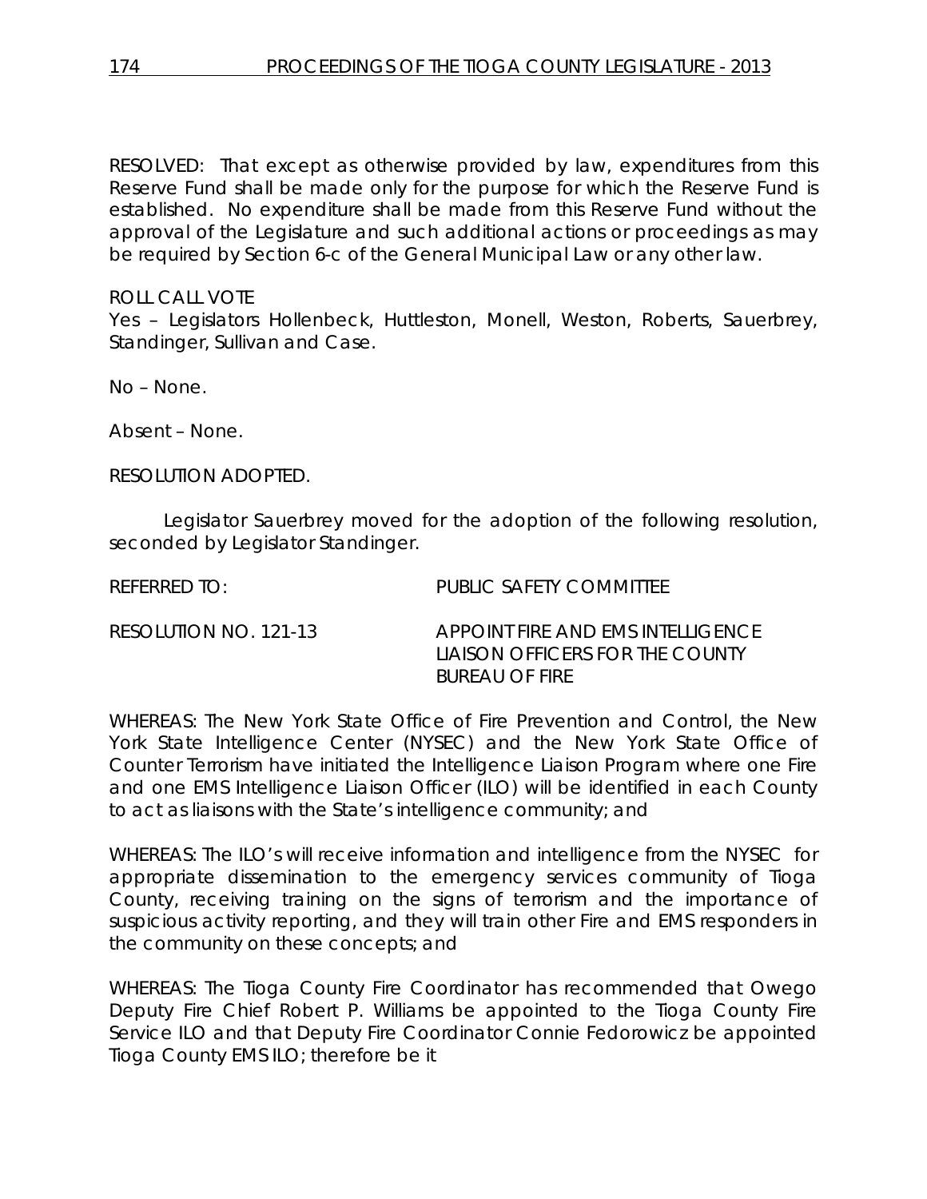RESOLVED: That except as otherwise provided by law, expenditures from this Reserve Fund shall be made only for the purpose for which the Reserve Fund is established. No expenditure shall be made from this Reserve Fund without the approval of the Legislature and such additional actions or proceedings as may be required by Section 6-c of the General Municipal Law or any other law.

ROLL CALL VOTE
Yes – Legislators Hollenbeck, Huttleston, Monell, Weston, Roberts, Sauerbrey, Standinger, Sullivan and Case.

No – None.

Absent – None.

RESOLUTION ADOPTED.

Legislator Sauerbrey moved for the adoption of the following resolution, seconded by Legislator Standinger.

REFERRED TO: PUBLIC SAFETY COMMITTEE

RESOLUTION NO. 121-13 APPOINT FIRE AND EMS INTELLIGENCE LIAISON OFFICERS FOR THE COUNTY BUREAU OF FIRE

WHEREAS: The New York State Office of Fire Prevention and Control, the New York State Intelligence Center (NYSEC) and the New York State Office of Counter Terrorism have initiated the Intelligence Liaison Program where one Fire and one EMS Intelligence Liaison Officer (ILO) will be identified in each County to act as liaisons with the State's intelligence community; and

WHEREAS: The ILO's will receive information and intelligence from the NYSEC for appropriate dissemination to the emergency services community of Tioga County, receiving training on the signs of terrorism and the importance of suspicious activity reporting, and they will train other Fire and EMS responders in the community on these concepts; and

WHEREAS: The Tioga County Fire Coordinator has recommended that Owego Deputy Fire Chief Robert P. Williams be appointed to the Tioga County Fire Service ILO and that Deputy Fire Coordinator Connie Fedorowicz be appointed Tioga County EMS ILO; therefore be it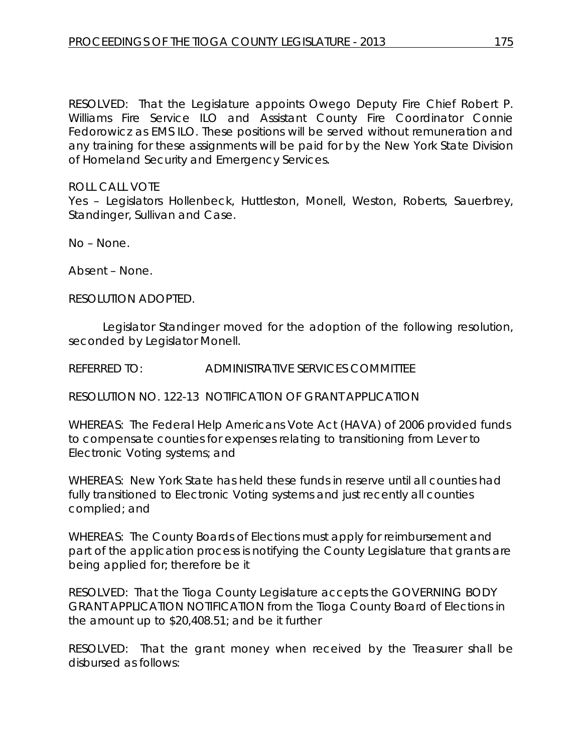RESOLVED: That the Legislature appoints Owego Deputy Fire Chief Robert P. Williams Fire Service ILO and Assistant County Fire Coordinator Connie Fedorowicz as EMS ILO. These positions will be served without remuneration and any training for these assignments will be paid for by the New York State Division of Homeland Security and Emergency Services.

ROLL CALL VOTE
Yes – Legislators Hollenbeck, Huttleston, Monell, Weston, Roberts, Sauerbrey, Standinger, Sullivan and Case.

No – None.

Absent – None.

RESOLUTION ADOPTED.

Legislator Standinger moved for the adoption of the following resolution, seconded by Legislator Monell.

REFERRED TO: ADMINISTRATIVE SERVICES COMMITTEE

RESOLUTION NO. 122-13 NOTIFICATION OF GRANT APPLICATION

WHEREAS: The Federal Help Americans Vote Act (HAVA) of 2006 provided funds to compensate counties for expenses relating to transitioning from Lever to Electronic Voting systems; and

WHEREAS: New York State has held these funds in reserve until all counties had fully transitioned to Electronic Voting systems and just recently all counties complied; and

WHEREAS: The County Boards of Elections must apply for reimbursement and part of the application process is notifying the County Legislature that grants are being applied for; therefore be it

RESOLVED: That the Tioga County Legislature accepts the GOVERNING BODY GRANT APPLICATION NOTIFICATION from the Tioga County Board of Elections in the amount up to $20,408.51; and be it further

RESOLVED: That the grant money when received by the Treasurer shall be disbursed as follows: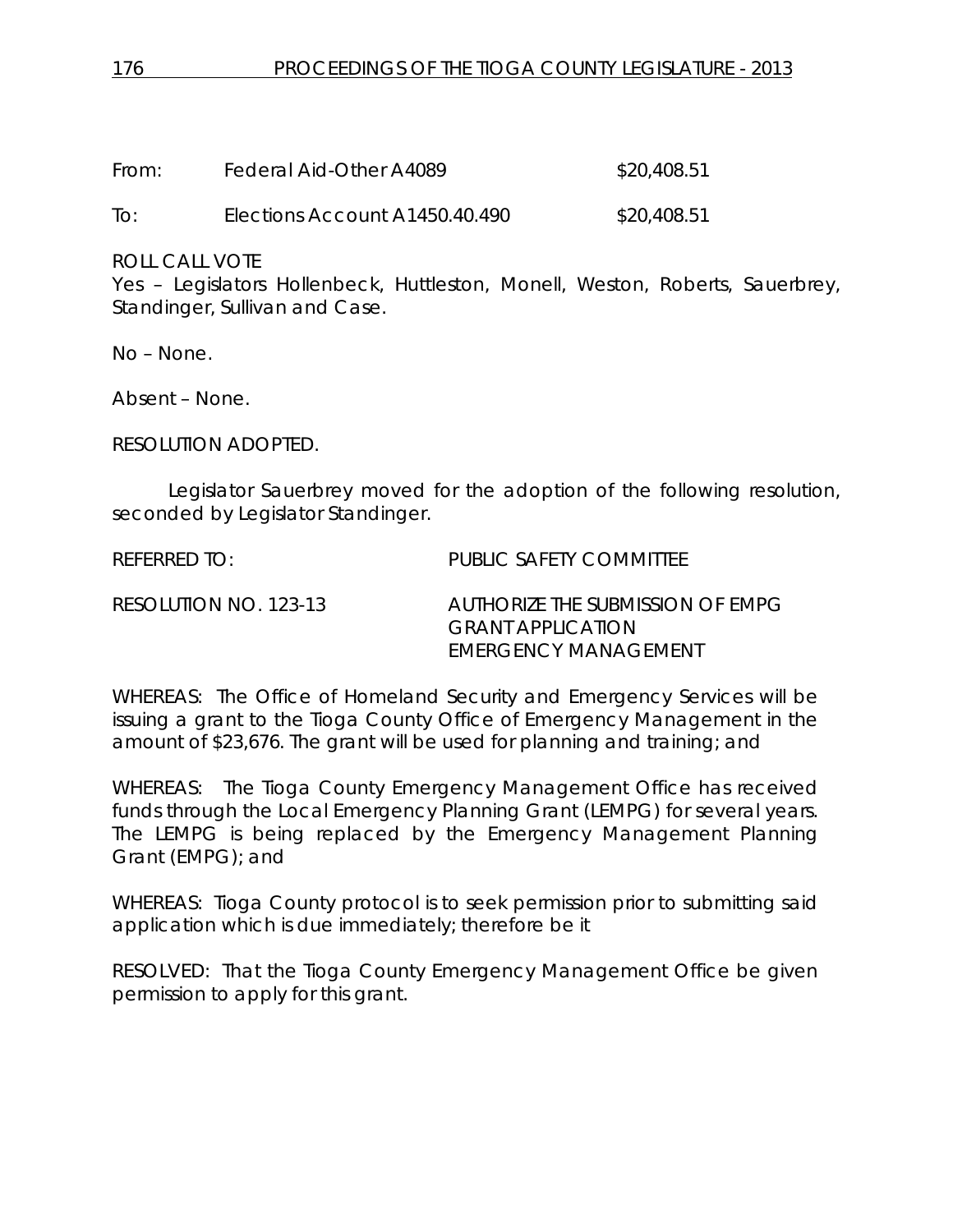| | | |
|---|---|---|
| From: | Federal Aid-Other A4089 | $20,408.51 |
| To: | Elections Account A1450.40.490 | $20,408.51 |

ROLL CALL VOTE
Yes – Legislators Hollenbeck, Huttleston, Monell, Weston, Roberts, Sauerbrey, Standinger, Sullivan and Case.

No – None.

Absent – None.

RESOLUTION ADOPTED.

Legislator Sauerbrey moved for the adoption of the following resolution, seconded by Legislator Standinger.

REFERRED TO: PUBLIC SAFETY COMMITTEE

RESOLUTION NO. 123-13 AUTHORIZE THE SUBMISSION OF EMPG GRANT APPLICATION EMERGENCY MANAGEMENT

WHEREAS: The Office of Homeland Security and Emergency Services will be issuing a grant to the Tioga County Office of Emergency Management in the amount of $23,676. The grant will be used for planning and training; and

WHEREAS: The Tioga County Emergency Management Office has received funds through the Local Emergency Planning Grant (LEMPG) for several years. The LEMPG is being replaced by the Emergency Management Planning Grant (EMPG); and

WHEREAS: Tioga County protocol is to seek permission prior to submitting said application which is due immediately; therefore be it

RESOLVED: That the Tioga County Emergency Management Office be given permission to apply for this grant.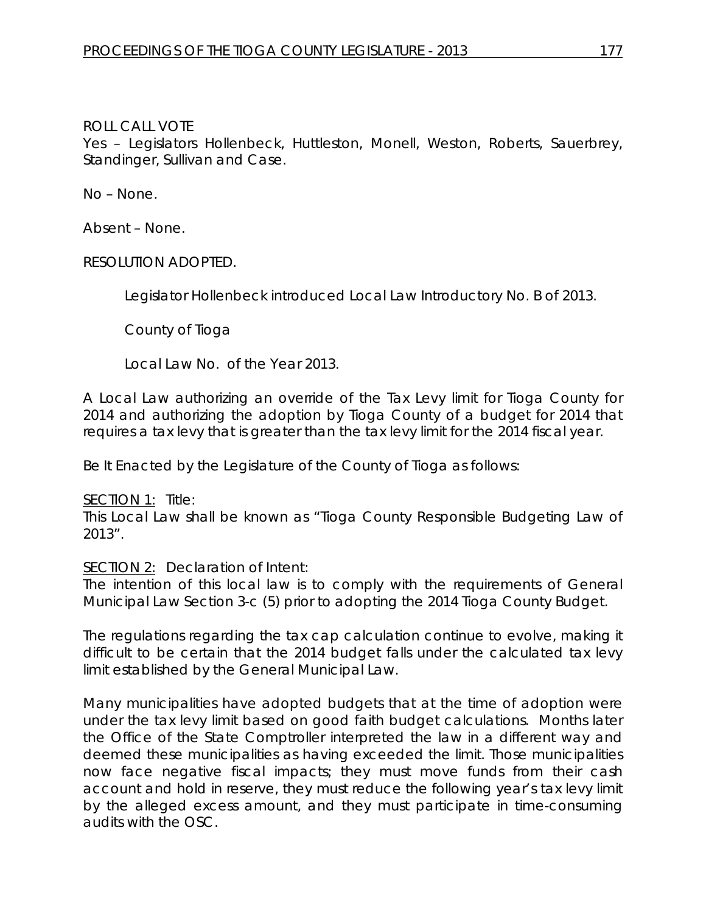ROLL CALL VOTE

Yes – Legislators Hollenbeck, Huttleston, Monell, Weston, Roberts, Sauerbrey, Standinger, Sullivan and Case.

No – None.

Absent – None.

RESOLUTION ADOPTED.

Legislator Hollenbeck introduced Local Law Introductory No. B of 2013.

County of Tioga

Local Law No. of the Year 2013.

A Local Law authorizing an override of the Tax Levy limit for Tioga County for 2014 and authorizing the adoption by Tioga County of a budget for 2014 that requires a tax levy that is greater than the tax levy limit for the 2014 fiscal year.

Be It Enacted by the Legislature of the County of Tioga as follows:

SECTION 1: Title:

This Local Law shall be known as "Tioga County Responsible Budgeting Law of 2013".

SECTION 2: Declaration of Intent:

The intention of this local law is to comply with the requirements of General Municipal Law Section 3-c (5) prior to adopting the 2014 Tioga County Budget.

The regulations regarding the tax cap calculation continue to evolve, making it difficult to be certain that the 2014 budget falls under the calculated tax levy limit established by the General Municipal Law.

Many municipalities have adopted budgets that at the time of adoption were under the tax levy limit based on good faith budget calculations. Months later the Office of the State Comptroller interpreted the law in a different way and deemed these municipalities as having exceeded the limit. Those municipalities now face negative fiscal impacts; they must move funds from their cash account and hold in reserve, they must reduce the following year's tax levy limit by the alleged excess amount, and they must participate in time-consuming audits with the OSC.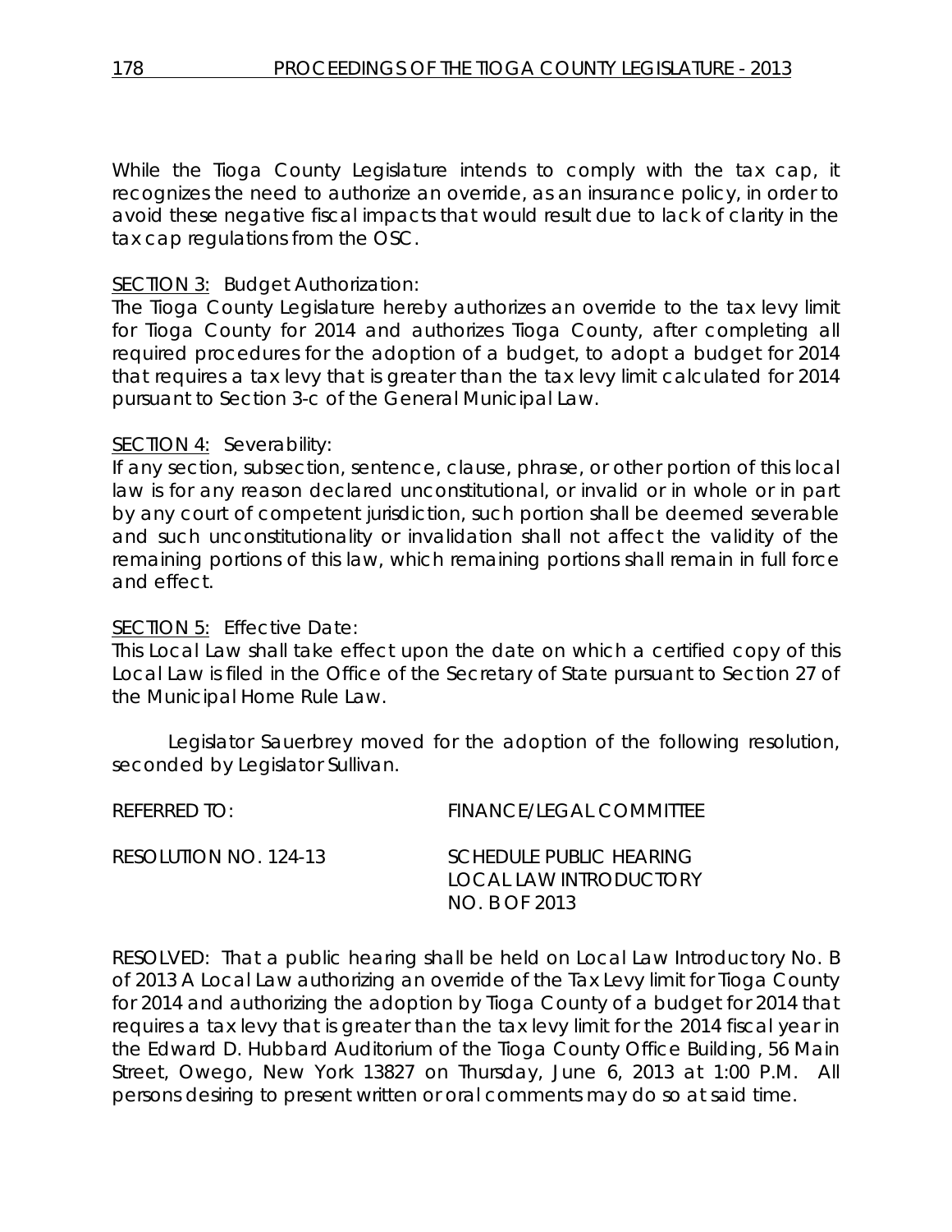While the Tioga County Legislature intends to comply with the tax cap, it recognizes the need to authorize an override, as an insurance policy, in order to avoid these negative fiscal impacts that would result due to lack of clarity in the tax cap regulations from the OSC.

SECTION 3: Budget Authorization:
The Tioga County Legislature hereby authorizes an override to the tax levy limit for Tioga County for 2014 and authorizes Tioga County, after completing all required procedures for the adoption of a budget, to adopt a budget for 2014 that requires a tax levy that is greater than the tax levy limit calculated for 2014 pursuant to Section 3-c of the General Municipal Law.

SECTION 4: Severability:
If any section, subsection, sentence, clause, phrase, or other portion of this local law is for any reason declared unconstitutional, or invalid or in whole or in part by any court of competent jurisdiction, such portion shall be deemed severable and such unconstitutionality or invalidation shall not affect the validity of the remaining portions of this law, which remaining portions shall remain in full force and effect.

SECTION 5: Effective Date:
This Local Law shall take effect upon the date on which a certified copy of this Local Law is filed in the Office of the Secretary of State pursuant to Section 27 of the Municipal Home Rule Law.

Legislator Sauerbrey moved for the adoption of the following resolution, seconded by Legislator Sullivan.

REFERRED TO: FINANCE/LEGAL COMMITTEE

RESOLUTION NO. 124-13 SCHEDULE PUBLIC HEARING LOCAL LAW INTRODUCTORY NO. B OF 2013

RESOLVED: That a public hearing shall be held on Local Law Introductory No. B of 2013 A Local Law authorizing an override of the Tax Levy limit for Tioga County for 2014 and authorizing the adoption by Tioga County of a budget for 2014 that requires a tax levy that is greater than the tax levy limit for the 2014 fiscal year in the Edward D. Hubbard Auditorium of the Tioga County Office Building, 56 Main Street, Owego, New York 13827 on Thursday, June 6, 2013 at 1:00 P.M. All persons desiring to present written or oral comments may do so at said time.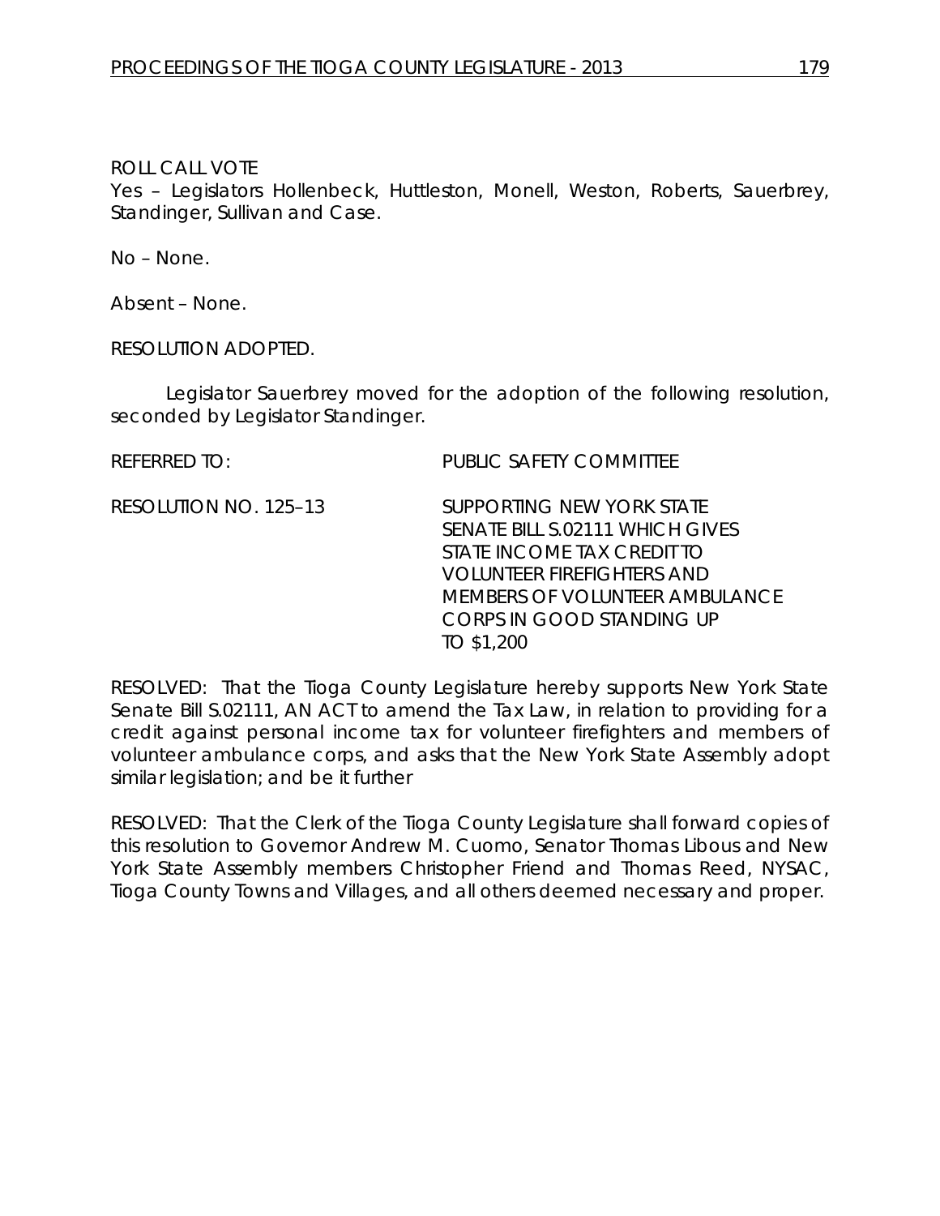ROLL CALL VOTE

Yes – Legislators Hollenbeck, Huttleston, Monell, Weston, Roberts, Sauerbrey, Standinger, Sullivan and Case.

No – None.

Absent – None.

RESOLUTION ADOPTED.

Legislator Sauerbrey moved for the adoption of the following resolution, seconded by Legislator Standinger.

REFERRED TO: PUBLIC SAFETY COMMITTEE

RESOLUTION NO. 125–13 SUPPORTING NEW YORK STATE SENATE BILL S.02111 WHICH GIVES STATE INCOME TAX CREDIT TO VOLUNTEER FIREFIGHTERS AND MEMBERS OF VOLUNTEER AMBULANCE CORPS IN GOOD STANDING UP TO $1,200

RESOLVED: That the Tioga County Legislature hereby supports New York State Senate Bill S.02111, AN ACT to amend the Tax Law, in relation to providing for a credit against personal income tax for volunteer firefighters and members of volunteer ambulance corps, and asks that the New York State Assembly adopt similar legislation; and be it further

RESOLVED: That the Clerk of the Tioga County Legislature shall forward copies of this resolution to Governor Andrew M. Cuomo, Senator Thomas Libous and New York State Assembly members Christopher Friend and Thomas Reed, NYSAC, Tioga County Towns and Villages, and all others deemed necessary and proper.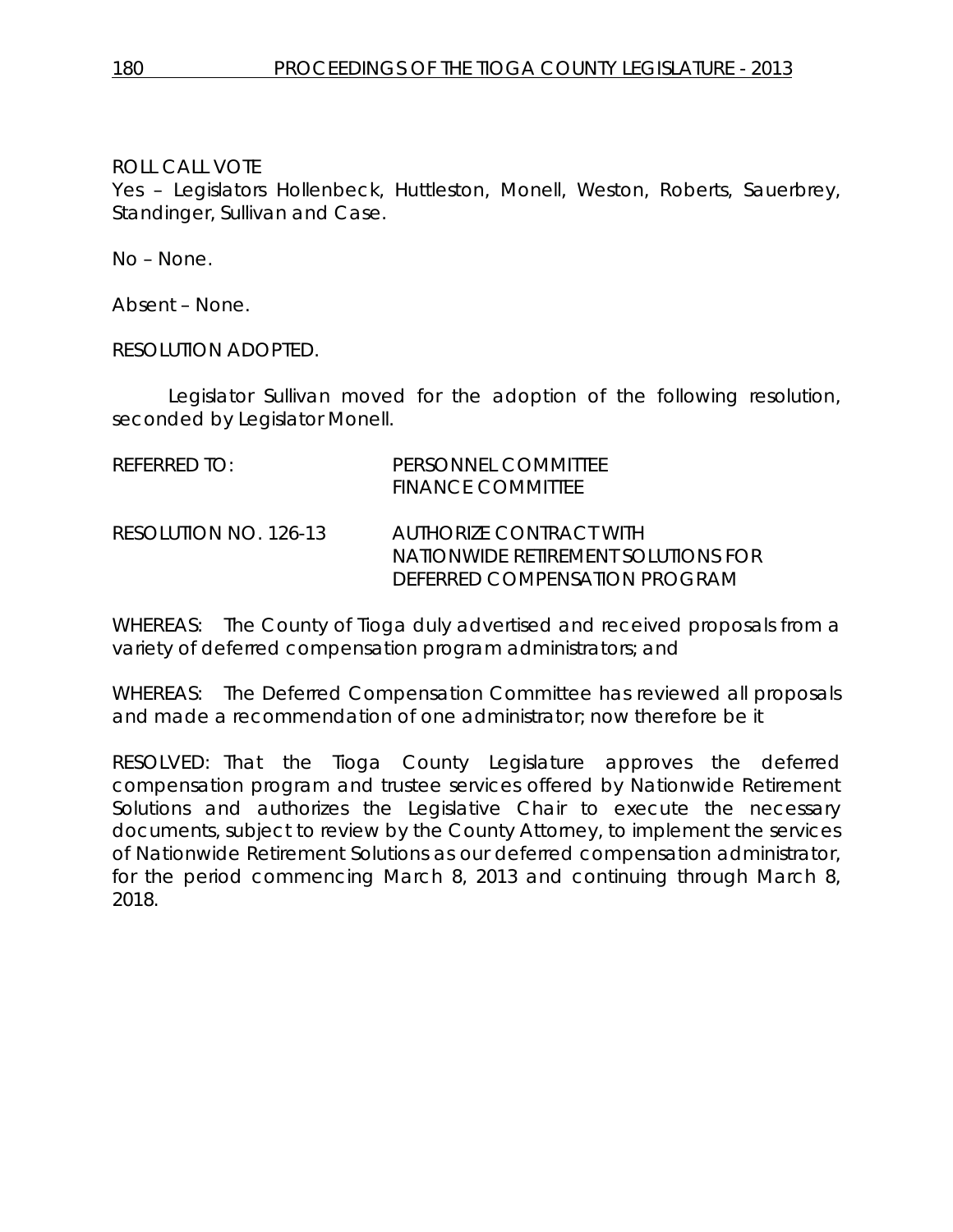ROLL CALL VOTE
Yes – Legislators Hollenbeck, Huttleston, Monell, Weston, Roberts, Sauerbrey, Standinger, Sullivan and Case.

No – None.

Absent – None.

RESOLUTION ADOPTED.

Legislator Sullivan moved for the adoption of the following resolution, seconded by Legislator Monell.

REFERRED TO: PERSONNEL COMMITTEE
FINANCE COMMITTEE

RESOLUTION NO. 126-13 AUTHORIZE CONTRACT WITH NATIONWIDE RETIREMENT SOLUTIONS FOR DEFERRED COMPENSATION PROGRAM

WHEREAS: The County of Tioga duly advertised and received proposals from a variety of deferred compensation program administrators; and

WHEREAS: The Deferred Compensation Committee has reviewed all proposals and made a recommendation of one administrator; now therefore be it

RESOLVED: That the Tioga County Legislature approves the deferred compensation program and trustee services offered by Nationwide Retirement Solutions and authorizes the Legislative Chair to execute the necessary documents, subject to review by the County Attorney, to implement the services of Nationwide Retirement Solutions as our deferred compensation administrator, for the period commencing March 8, 2013 and continuing through March 8, 2018.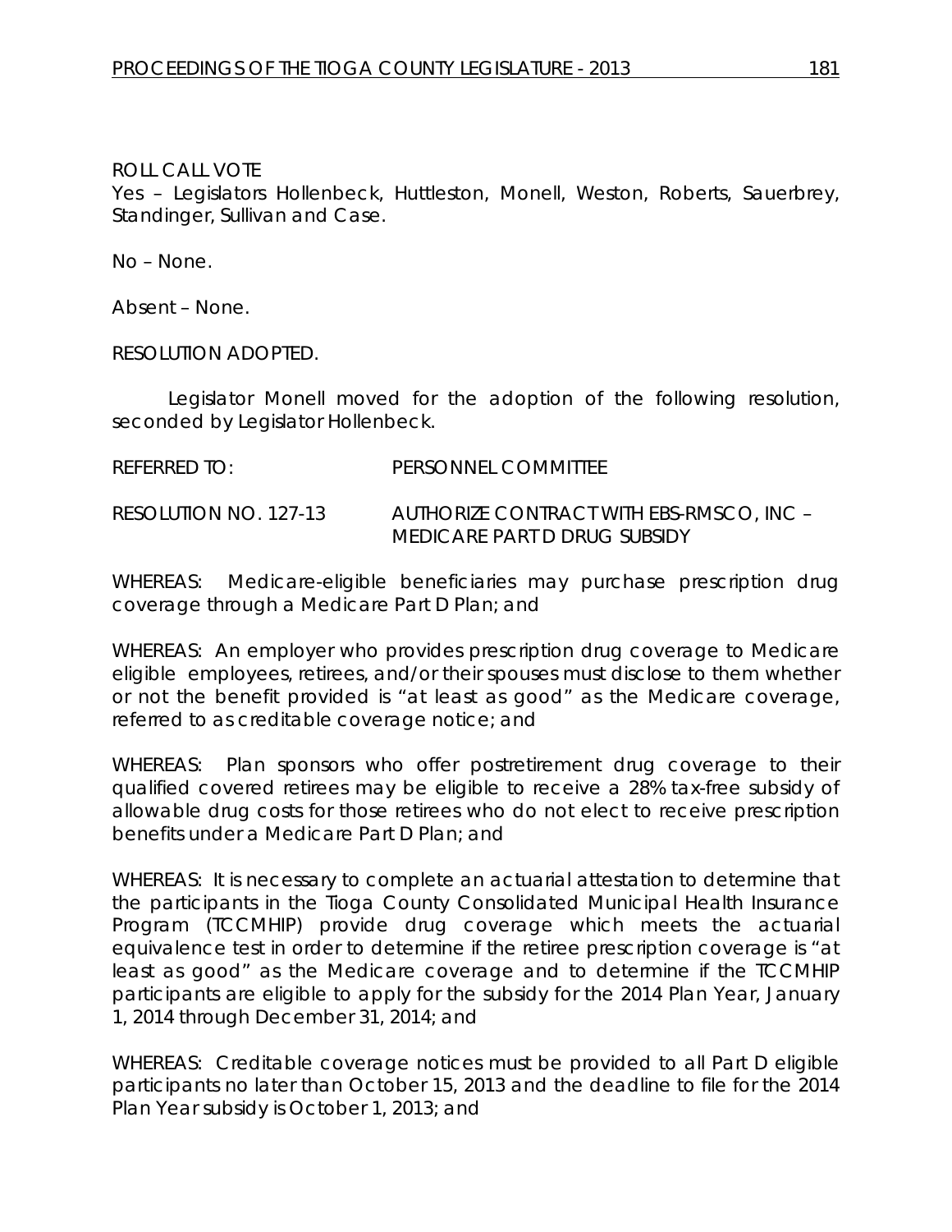ROLL CALL VOTE
Yes – Legislators Hollenbeck, Huttleston, Monell, Weston, Roberts, Sauerbrey, Standinger, Sullivan and Case.

No – None.

Absent – None.

RESOLUTION ADOPTED.

Legislator Monell moved for the adoption of the following resolution, seconded by Legislator Hollenbeck.

REFERRED TO: PERSONNEL COMMITTEE

RESOLUTION NO. 127-13 AUTHORIZE CONTRACT WITH EBS-RMSCO, INC – MEDICARE PART D DRUG SUBSIDY

WHEREAS: Medicare-eligible beneficiaries may purchase prescription drug coverage through a Medicare Part D Plan; and

WHEREAS: An employer who provides prescription drug coverage to Medicare eligible employees, retirees, and/or their spouses must disclose to them whether or not the benefit provided is "at least as good" as the Medicare coverage, referred to as creditable coverage notice; and

WHEREAS: Plan sponsors who offer postretirement drug coverage to their qualified covered retirees may be eligible to receive a 28% tax-free subsidy of allowable drug costs for those retirees who do not elect to receive prescription benefits under a Medicare Part D Plan; and

WHEREAS: It is necessary to complete an actuarial attestation to determine that the participants in the Tioga County Consolidated Municipal Health Insurance Program (TCCMHIP) provide drug coverage which meets the actuarial equivalence test in order to determine if the retiree prescription coverage is "at least as good" as the Medicare coverage and to determine if the TCCMHIP participants are eligible to apply for the subsidy for the 2014 Plan Year, January 1, 2014 through December 31, 2014; and

WHEREAS: Creditable coverage notices must be provided to all Part D eligible participants no later than October 15, 2013 and the deadline to file for the 2014 Plan Year subsidy is October 1, 2013; and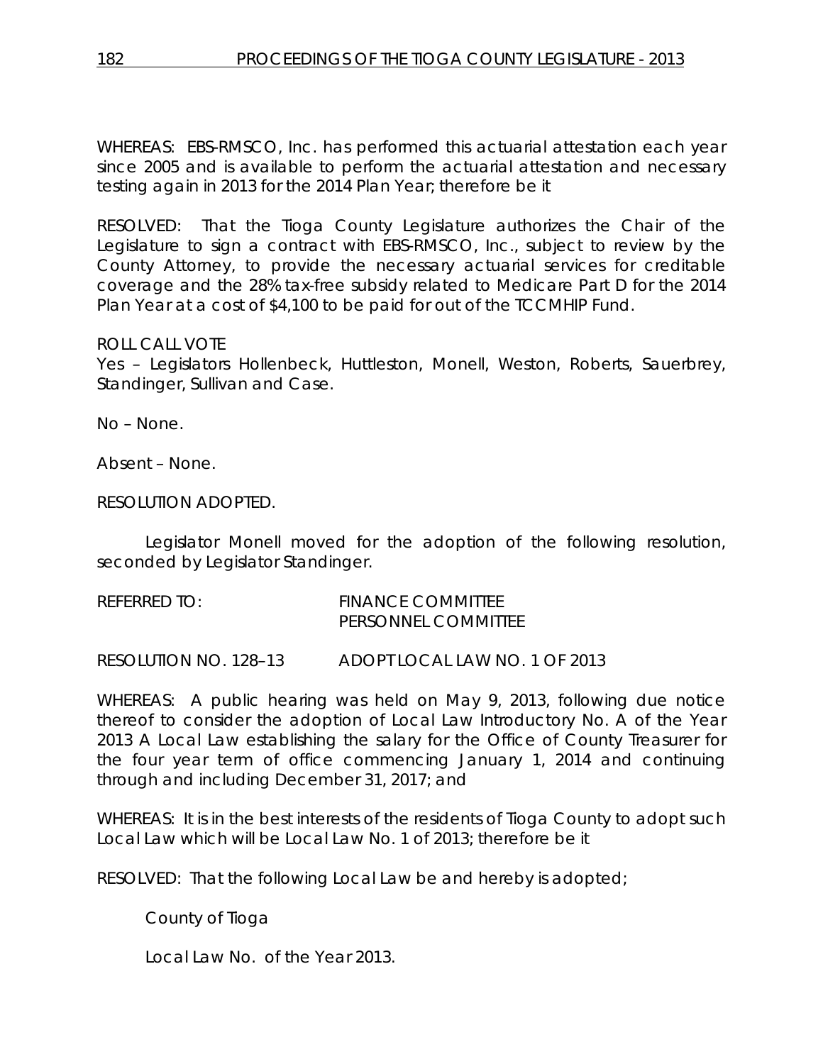WHEREAS: EBS-RMSCO, Inc. has performed this actuarial attestation each year since 2005 and is available to perform the actuarial attestation and necessary testing again in 2013 for the 2014 Plan Year; therefore be it

RESOLVED: That the Tioga County Legislature authorizes the Chair of the Legislature to sign a contract with EBS-RMSCO, Inc., subject to review by the County Attorney, to provide the necessary actuarial services for creditable coverage and the 28% tax-free subsidy related to Medicare Part D for the 2014 Plan Year at a cost of $4,100 to be paid for out of the TCCMHIP Fund.

ROLL CALL VOTE
Yes – Legislators Hollenbeck, Huttleston, Monell, Weston, Roberts, Sauerbrey, Standinger, Sullivan and Case.

No – None.

Absent – None.

RESOLUTION ADOPTED.

Legislator Monell moved for the adoption of the following resolution, seconded by Legislator Standinger.

REFERRED TO: FINANCE COMMITTEE
PERSONNEL COMMITTEE

RESOLUTION NO. 128–13 ADOPT LOCAL LAW NO. 1 OF 2013

WHEREAS: A public hearing was held on May 9, 2013, following due notice thereof to consider the adoption of Local Law Introductory No. A of the Year 2013 A Local Law establishing the salary for the Office of County Treasurer for the four year term of office commencing January 1, 2014 and continuing through and including December 31, 2017; and

WHEREAS: It is in the best interests of the residents of Tioga County to adopt such Local Law which will be Local Law No. 1 of 2013; therefore be it

RESOLVED: That the following Local Law be and hereby is adopted;

County of Tioga

Local Law No. of the Year 2013.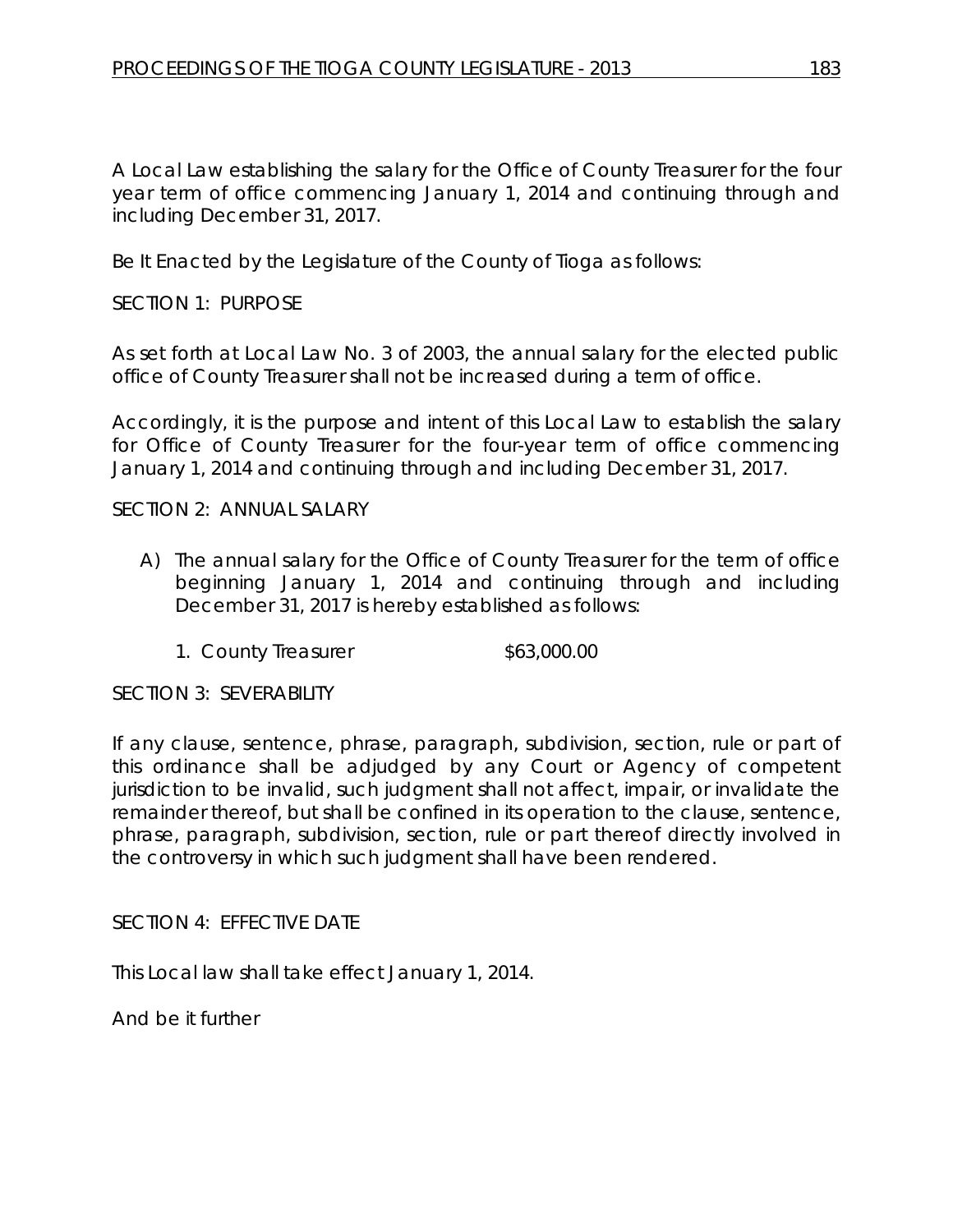A Local Law establishing the salary for the Office of County Treasurer for the four year term of office commencing January 1, 2014 and continuing through and including December 31, 2017.

Be It Enacted by the Legislature of the County of Tioga as follows:

SECTION 1: PURPOSE

As set forth at Local Law No. 3 of 2003, the annual salary for the elected public office of County Treasurer shall not be increased during a term of office.

Accordingly, it is the purpose and intent of this Local Law to establish the salary for Office of County Treasurer for the four-year term of office commencing January 1, 2014 and continuing through and including December 31, 2017.

SECTION 2: ANNUAL SALARY

A) The annual salary for the Office of County Treasurer for the term of office beginning January 1, 2014 and continuing through and including December 31, 2017 is hereby established as follows:

   1. County Treasurer $63,000.00

SECTION 3: SEVERABILITY

If any clause, sentence, phrase, paragraph, subdivision, section, rule or part of this ordinance shall be adjudged by any Court or Agency of competent jurisdiction to be invalid, such judgment shall not affect, impair, or invalidate the remainder thereof, but shall be confined in its operation to the clause, sentence, phrase, paragraph, subdivision, section, rule or part thereof directly involved in the controversy in which such judgment shall have been rendered.

SECTION 4: EFFECTIVE DATE

This Local law shall take effect January 1, 2014.

And be it further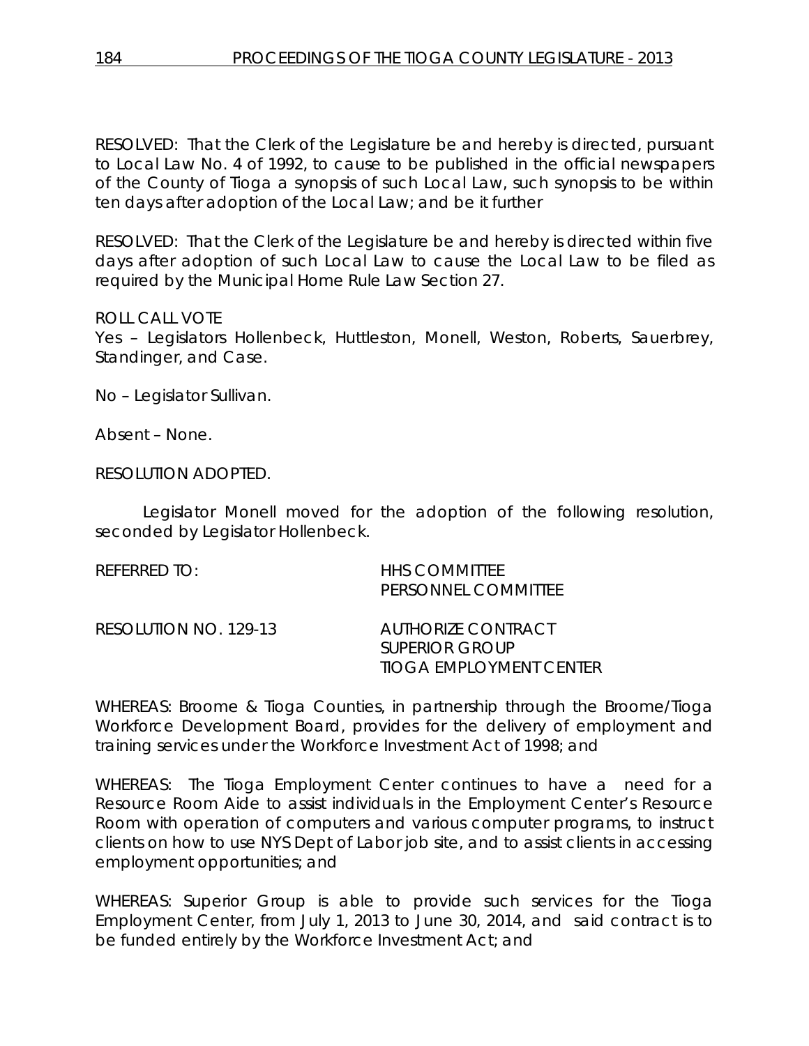RESOLVED: That the Clerk of the Legislature be and hereby is directed, pursuant to Local Law No. 4 of 1992, to cause to be published in the official newspapers of the County of Tioga a synopsis of such Local Law, such synopsis to be within ten days after adoption of the Local Law; and be it further

RESOLVED: That the Clerk of the Legislature be and hereby is directed within five days after adoption of such Local Law to cause the Local Law to be filed as required by the Municipal Home Rule Law Section 27.

ROLL CALL VOTE
Yes – Legislators Hollenbeck, Huttleston, Monell, Weston, Roberts, Sauerbrey, Standinger, and Case.

No – Legislator Sullivan.

Absent – None.

RESOLUTION ADOPTED.

Legislator Monell moved for the adoption of the following resolution, seconded by Legislator Hollenbeck.

REFERRED TO: HHS COMMITTEE
PERSONNEL COMMITTEE

RESOLUTION NO. 129-13 AUTHORIZE CONTRACT
SUPERIOR GROUP
TIOGA EMPLOYMENT CENTER

WHEREAS: Broome & Tioga Counties, in partnership through the Broome/Tioga Workforce Development Board, provides for the delivery of employment and training services under the Workforce Investment Act of 1998; and

WHEREAS: The Tioga Employment Center continues to have a need for a Resource Room Aide to assist individuals in the Employment Center's Resource Room with operation of computers and various computer programs, to instruct clients on how to use NYS Dept of Labor job site, and to assist clients in accessing employment opportunities; and

WHEREAS: Superior Group is able to provide such services for the Tioga Employment Center, from July 1, 2013 to June 30, 2014, and said contract is to be funded entirely by the Workforce Investment Act; and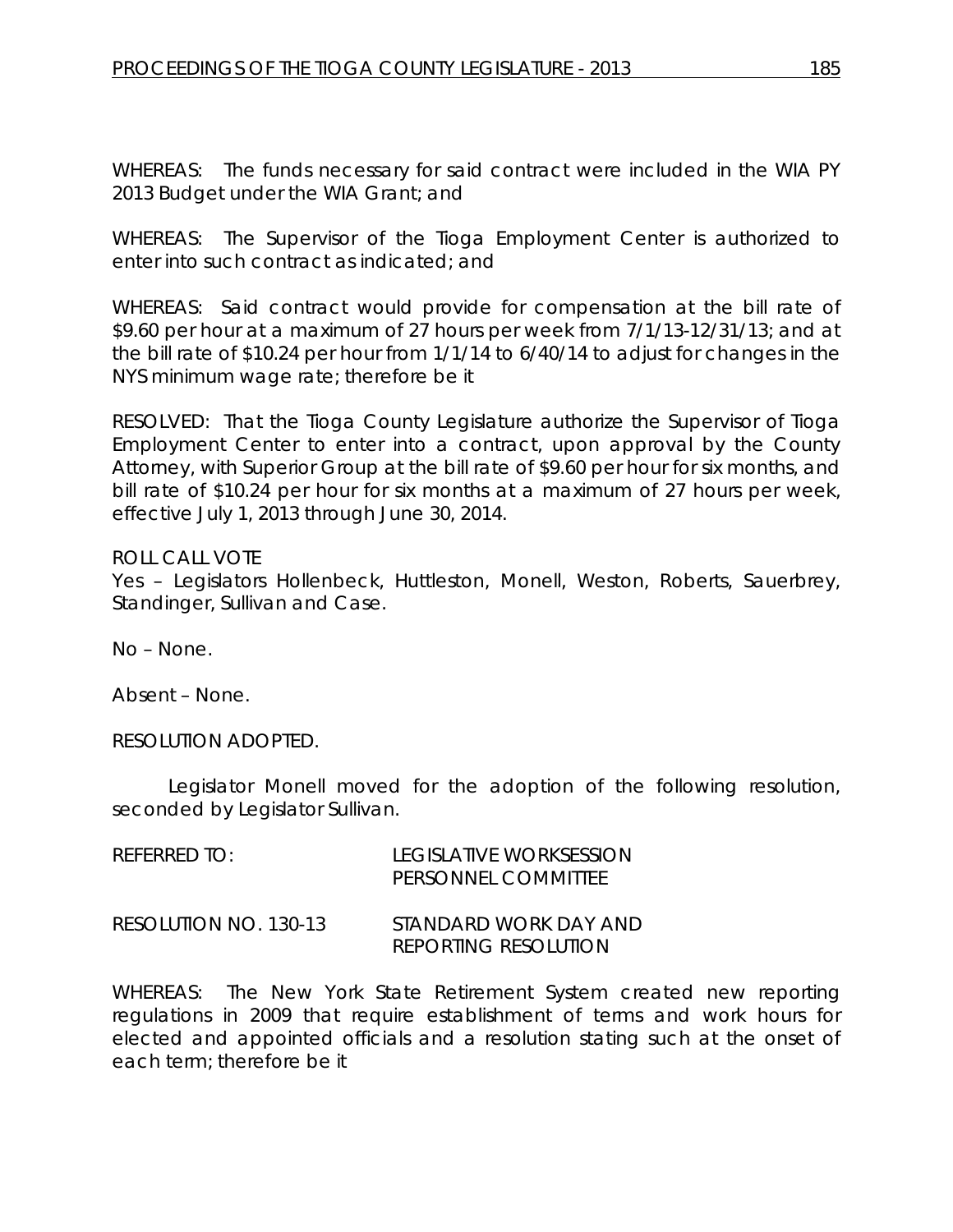WHEREAS: The funds necessary for said contract were included in the WIA PY 2013 Budget under the WIA Grant; and

WHEREAS: The Supervisor of the Tioga Employment Center is authorized to enter into such contract as indicated; and

WHEREAS: Said contract would provide for compensation at the bill rate of $9.60 per hour at a maximum of 27 hours per week from 7/1/13-12/31/13; and at the bill rate of $10.24 per hour from 1/1/14 to 6/40/14 to adjust for changes in the NYS minimum wage rate; therefore be it

RESOLVED: That the Tioga County Legislature authorize the Supervisor of Tioga Employment Center to enter into a contract, upon approval by the County Attorney, with Superior Group at the bill rate of $9.60 per hour for six months, and bill rate of $10.24 per hour for six months at a maximum of 27 hours per week, effective July 1, 2013 through June 30, 2014.

ROLL CALL VOTE
Yes – Legislators Hollenbeck, Huttleston, Monell, Weston, Roberts, Sauerbrey, Standinger, Sullivan and Case.

No – None.

Absent – None.

RESOLUTION ADOPTED.

Legislator Monell moved for the adoption of the following resolution, seconded by Legislator Sullivan.

REFERRED TO: LEGISLATIVE WORKSESSION
PERSONNEL COMMITTEE

RESOLUTION NO. 130-13 STANDARD WORK DAY AND REPORTING RESOLUTION

WHEREAS: The New York State Retirement System created new reporting regulations in 2009 that require establishment of terms and work hours for elected and appointed officials and a resolution stating such at the onset of each term; therefore be it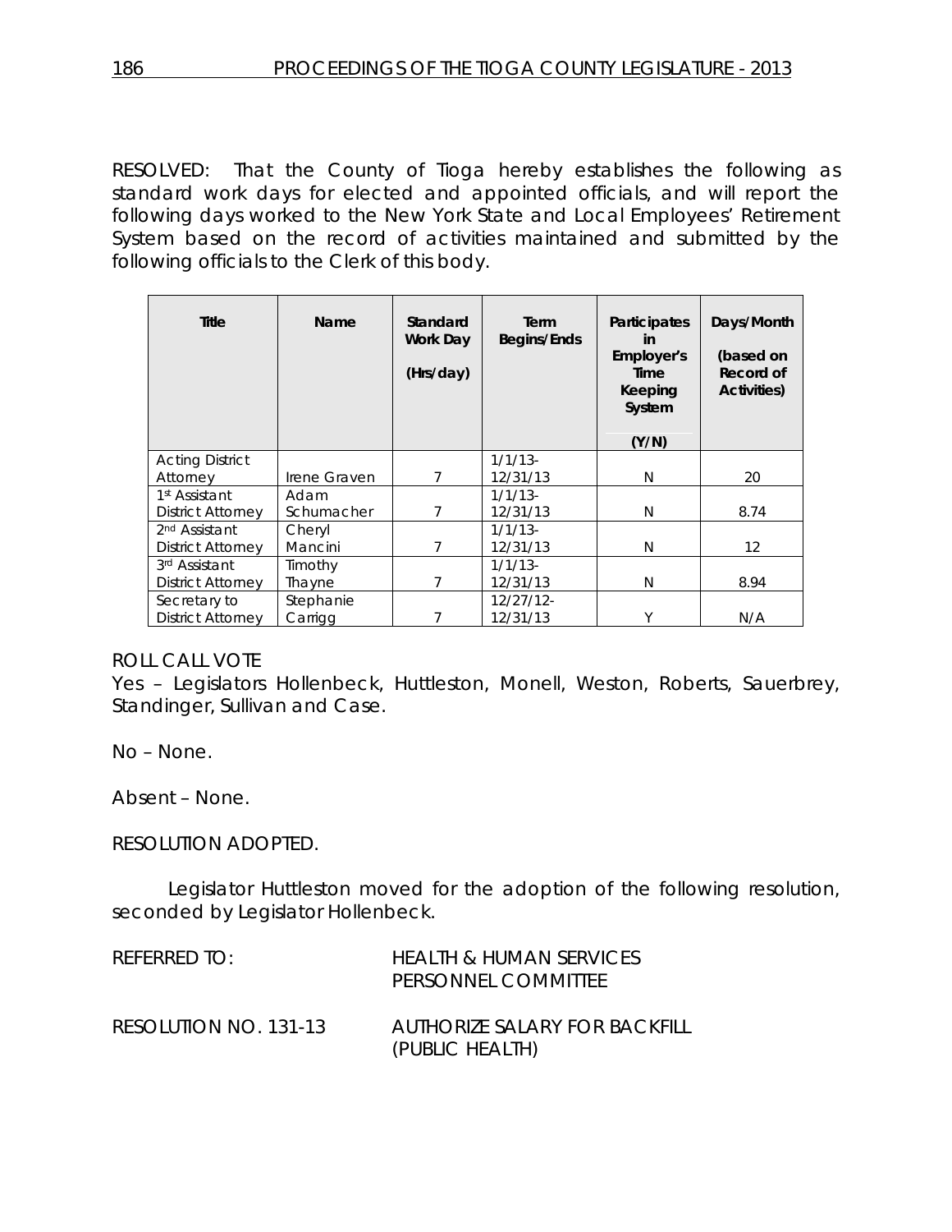RESOLVED: That the County of Tioga hereby establishes the following as standard work days for elected and appointed officials, and will report the following days worked to the New York State and Local Employees' Retirement System based on the record of activities maintained and submitted by the following officials to the Clerk of this body.

| Title | Name | Standard Work Day (Hrs/day) | Term Begins/Ends | Participates in Employer's Time Keeping System (Y/N) | Days/Month (based on Record of Activities) |
|---|---|---|---|---|---|
| Acting District Attorney | Irene Graven | 7 | 1/1/13-12/31/13 | N | 20 |
| 1st Assistant District Attorney | Adam Schumacher | 7 | 1/1/13-12/31/13 | N | 8.74 |
| 2nd Assistant District Attorney | Cheryl Mancini | 7 | 1/1/13-12/31/13 | N | 12 |
| 3rd Assistant District Attorney | Timothy Thayne | 7 | 1/1/13-12/31/13 | N | 8.94 |
| Secretary to District Attorney | Stephanie Carrigg | 7 | 12/27/12-12/31/13 | Y | N/A |

ROLL CALL VOTE

Yes – Legislators Hollenbeck, Huttleston, Monell, Weston, Roberts, Sauerbrey, Standinger, Sullivan and Case.

No – None.

Absent – None.

RESOLUTION ADOPTED.

Legislator Huttleston moved for the adoption of the following resolution, seconded by Legislator Hollenbeck.

REFERRED TO: HEALTH & HUMAN SERVICES PERSONNEL COMMITTEE

RESOLUTION NO. 131-13 AUTHORIZE SALARY FOR BACKFILL (PUBLIC HEALTH)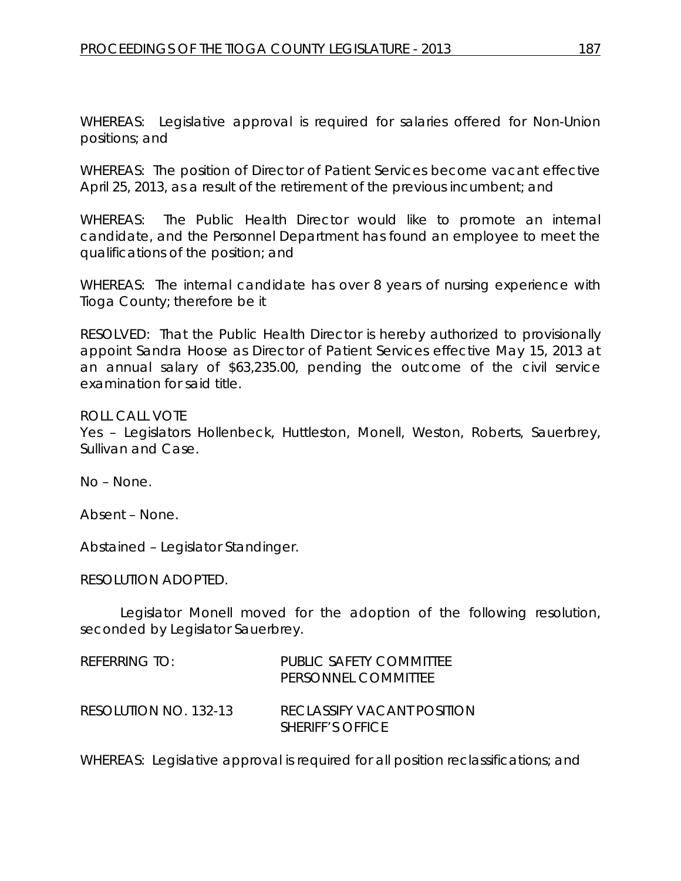WHEREAS: Legislative approval is required for salaries offered for Non-Union positions; and

WHEREAS: The position of Director of Patient Services become vacant effective April 25, 2013, as a result of the retirement of the previous incumbent; and

WHEREAS: The Public Health Director would like to promote an internal candidate, and the Personnel Department has found an employee to meet the qualifications of the position; and

WHEREAS: The internal candidate has over 8 years of nursing experience with Tioga County; therefore be it

RESOLVED: That the Public Health Director is hereby authorized to provisionally appoint Sandra Hoose as Director of Patient Services effective May 15, 2013 at an annual salary of $63,235.00, pending the outcome of the civil service examination for said title.

ROLL CALL VOTE
Yes – Legislators Hollenbeck, Huttleston, Monell, Weston, Roberts, Sauerbrey, Sullivan and Case.

No – None.

Absent – None.

Abstained – Legislator Standinger.

RESOLUTION ADOPTED.

Legislator Monell moved for the adoption of the following resolution, seconded by Legislator Sauerbrey.

| | |
|---|---|
| REFERRING TO: | PUBLIC SAFETY COMMITTEE<br>PERSONNEL COMMITTEE |
| RESOLUTION NO. 132-13 | RECLASSIFY VACANT POSITION<br>SHERIFF'S OFFICE |

WHEREAS: Legislative approval is required for all position reclassifications; and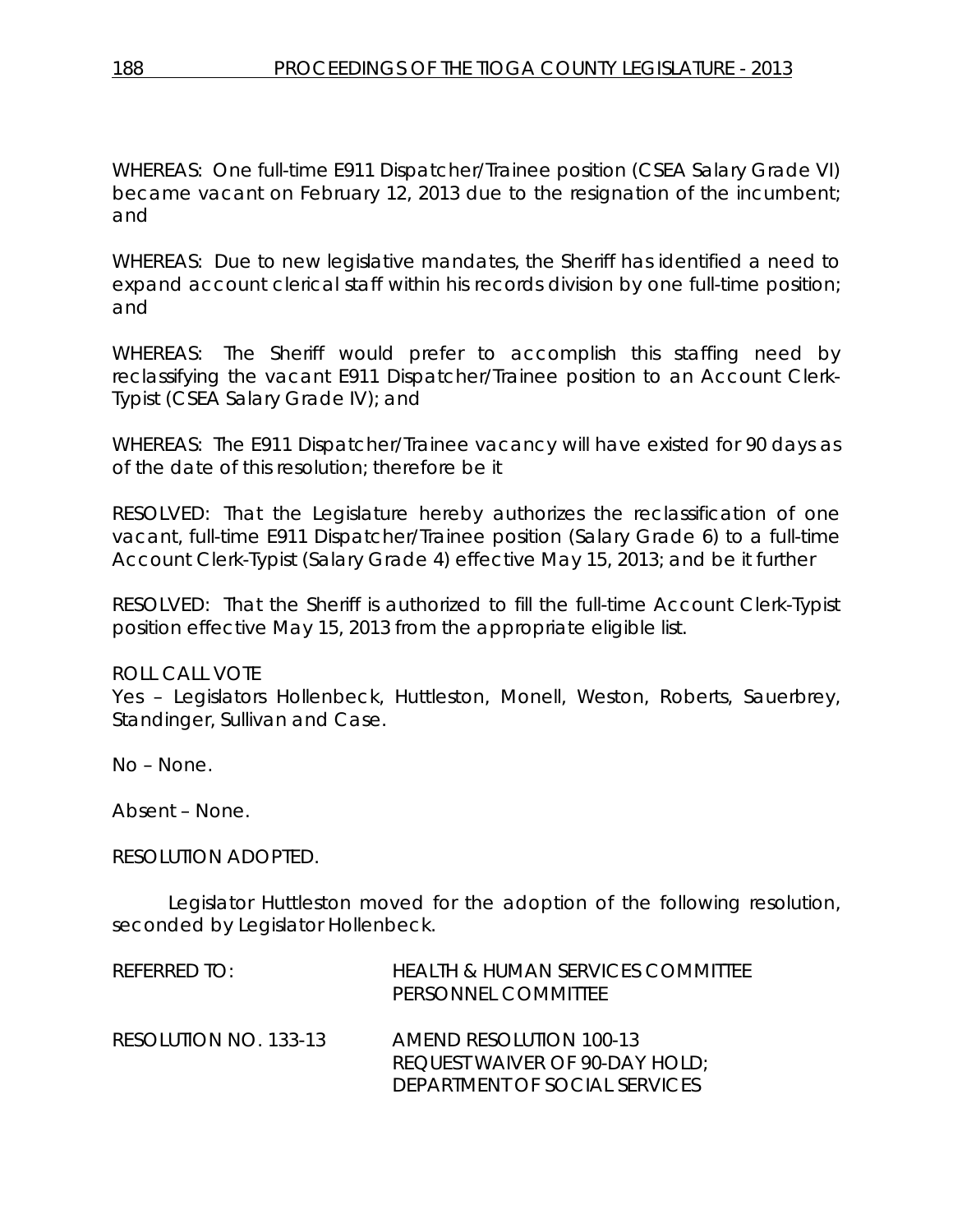WHEREAS: One full-time E911 Dispatcher/Trainee position (CSEA Salary Grade VI) became vacant on February 12, 2013 due to the resignation of the incumbent; and

WHEREAS: Due to new legislative mandates, the Sheriff has identified a need to expand account clerical staff within his records division by one full-time position; and

WHEREAS: The Sheriff would prefer to accomplish this staffing need by reclassifying the vacant E911 Dispatcher/Trainee position to an Account Clerk-Typist (CSEA Salary Grade IV); and

WHEREAS: The E911 Dispatcher/Trainee vacancy will have existed for 90 days as of the date of this resolution; therefore be it

RESOLVED: That the Legislature hereby authorizes the reclassification of one vacant, full-time E911 Dispatcher/Trainee position (Salary Grade 6) to a full-time Account Clerk-Typist (Salary Grade 4) effective May 15, 2013; and be it further

RESOLVED: That the Sheriff is authorized to fill the full-time Account Clerk-Typist position effective May 15, 2013 from the appropriate eligible list.

ROLL CALL VOTE
Yes – Legislators Hollenbeck, Huttleston, Monell, Weston, Roberts, Sauerbrey, Standinger, Sullivan and Case.

No – None.

Absent – None.

RESOLUTION ADOPTED.

Legislator Huttleston moved for the adoption of the following resolution, seconded by Legislator Hollenbeck.

REFERRED TO: HEALTH & HUMAN SERVICES COMMITTEE
PERSONNEL COMMITTEE

RESOLUTION NO. 133-13 AMEND RESOLUTION 100-13
REQUEST WAIVER OF 90-DAY HOLD;
DEPARTMENT OF SOCIAL SERVICES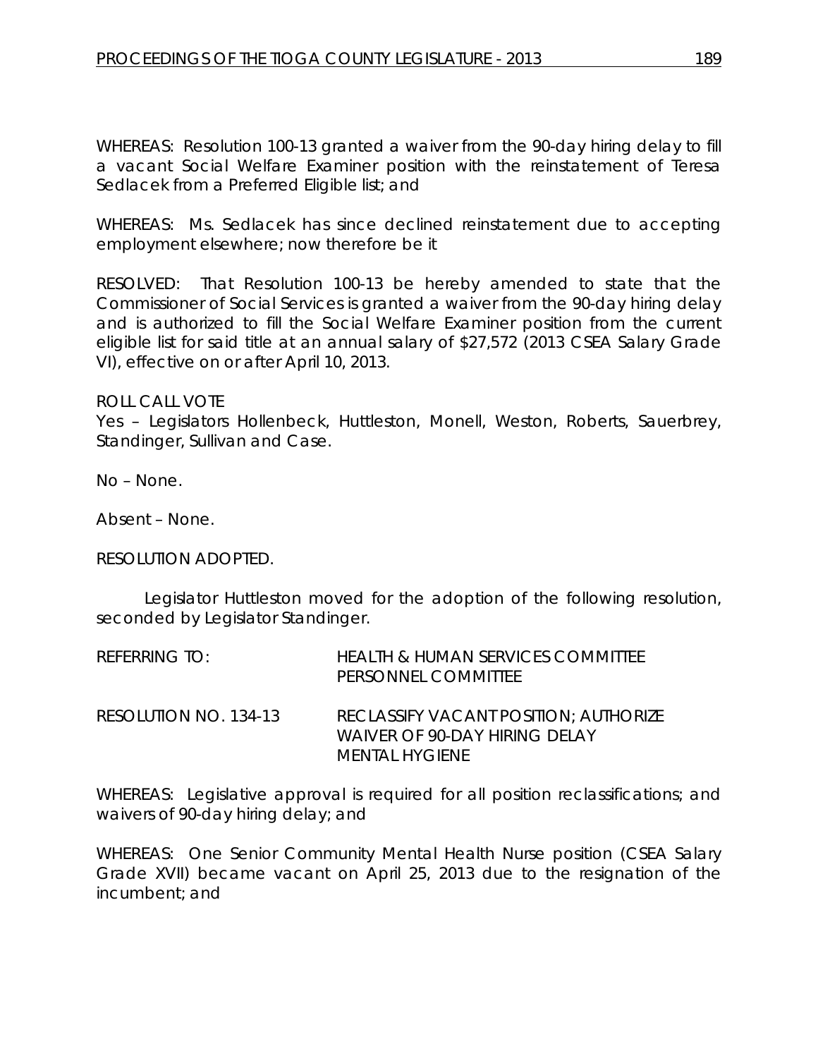WHEREAS: Resolution 100-13 granted a waiver from the 90-day hiring delay to fill a vacant Social Welfare Examiner position with the reinstatement of Teresa Sedlacek from a Preferred Eligible list; and

WHEREAS: Ms. Sedlacek has since declined reinstatement due to accepting employment elsewhere; now therefore be it

RESOLVED: That Resolution 100-13 be hereby amended to state that the Commissioner of Social Services is granted a waiver from the 90-day hiring delay and is authorized to fill the Social Welfare Examiner position from the current eligible list for said title at an annual salary of $27,572 (2013 CSEA Salary Grade VI), effective on or after April 10, 2013.

ROLL CALL VOTE
Yes – Legislators Hollenbeck, Huttleston, Monell, Weston, Roberts, Sauerbrey, Standinger, Sullivan and Case.

No – None.

Absent – None.

RESOLUTION ADOPTED.

Legislator Huttleston moved for the adoption of the following resolution, seconded by Legislator Standinger.

REFERRING TO: HEALTH & HUMAN SERVICES COMMITTEE
PERSONNEL COMMITTEE

RESOLUTION NO. 134-13 RECLASSIFY VACANT POSITION; AUTHORIZE WAIVER OF 90-DAY HIRING DELAY
MENTAL HYGIENE

WHEREAS: Legislative approval is required for all position reclassifications; and waivers of 90-day hiring delay; and

WHEREAS: One Senior Community Mental Health Nurse position (CSEA Salary Grade XVII) became vacant on April 25, 2013 due to the resignation of the incumbent; and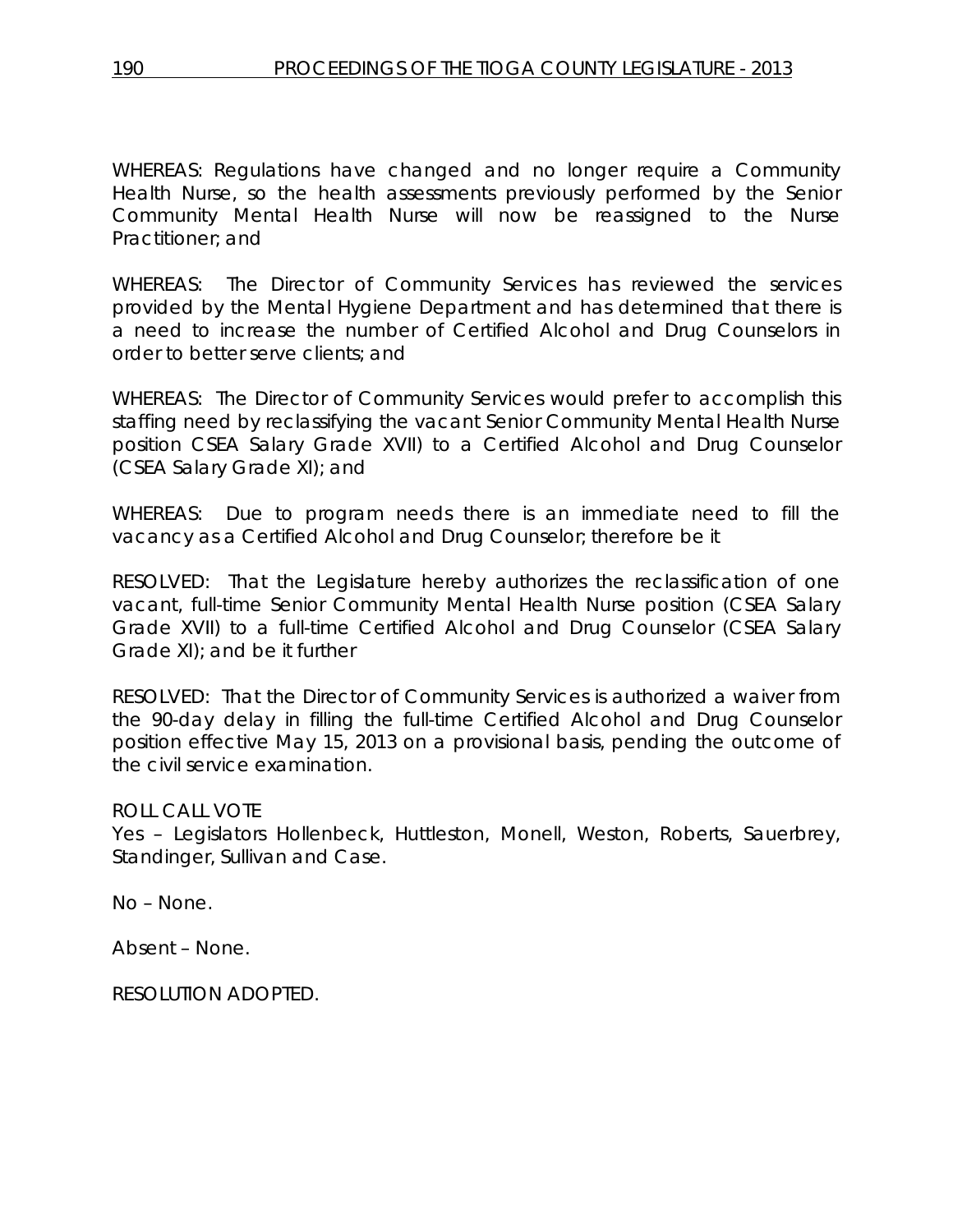WHEREAS: Regulations have changed and no longer require a Community Health Nurse, so the health assessments previously performed by the Senior Community Mental Health Nurse will now be reassigned to the Nurse Practitioner; and

WHEREAS: The Director of Community Services has reviewed the services provided by the Mental Hygiene Department and has determined that there is a need to increase the number of Certified Alcohol and Drug Counselors in order to better serve clients; and

WHEREAS: The Director of Community Services would prefer to accomplish this staffing need by reclassifying the vacant Senior Community Mental Health Nurse position CSEA Salary Grade XVII) to a Certified Alcohol and Drug Counselor (CSEA Salary Grade XI); and

WHEREAS: Due to program needs there is an immediate need to fill the vacancy as a Certified Alcohol and Drug Counselor; therefore be it

RESOLVED: That the Legislature hereby authorizes the reclassification of one vacant, full-time Senior Community Mental Health Nurse position (CSEA Salary Grade XVII) to a full-time Certified Alcohol and Drug Counselor (CSEA Salary Grade XI); and be it further

RESOLVED: That the Director of Community Services is authorized a waiver from the 90-day delay in filling the full-time Certified Alcohol and Drug Counselor position effective May 15, 2013 on a provisional basis, pending the outcome of the civil service examination.

ROLL CALL VOTE
Yes – Legislators Hollenbeck, Huttleston, Monell, Weston, Roberts, Sauerbrey, Standinger, Sullivan and Case.

No – None.

Absent – None.

RESOLUTION ADOPTED.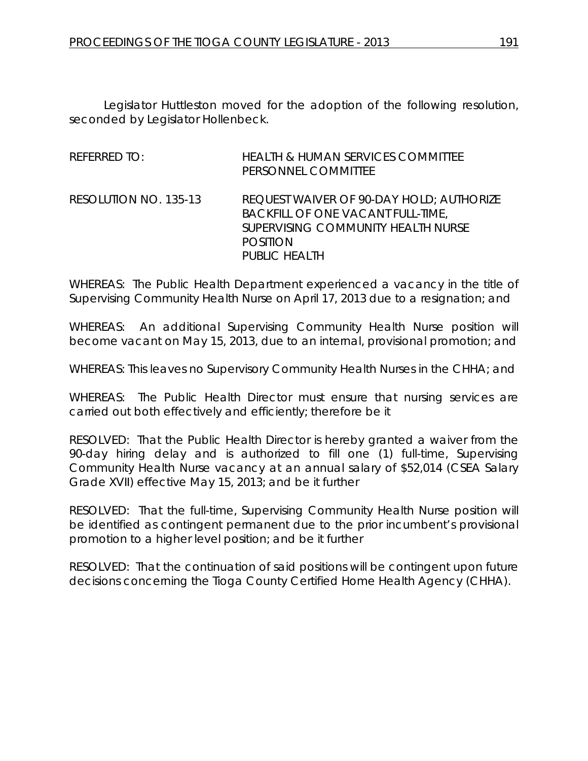Legislator Huttleston moved for the adoption of the following resolution, seconded by Legislator Hollenbeck.

REFERRED TO: HEALTH & HUMAN SERVICES COMMITTEE
PERSONNEL COMMITTEE

RESOLUTION NO. 135-13 REQUEST WAIVER OF 90-DAY HOLD; AUTHORIZE BACKFILL OF ONE VACANT FULL-TIME, SUPERVISING COMMUNITY HEALTH NURSE POSITION
PUBLIC HEALTH

WHEREAS: The Public Health Department experienced a vacancy in the title of Supervising Community Health Nurse on April 17, 2013 due to a resignation; and

WHEREAS: An additional Supervising Community Health Nurse position will become vacant on May 15, 2013, due to an internal, provisional promotion; and

WHEREAS: This leaves no Supervisory Community Health Nurses in the CHHA; and

WHEREAS: The Public Health Director must ensure that nursing services are carried out both effectively and efficiently; therefore be it

RESOLVED: That the Public Health Director is hereby granted a waiver from the 90-day hiring delay and is authorized to fill one (1) full-time, Supervising Community Health Nurse vacancy at an annual salary of $52,014 (CSEA Salary Grade XVII) effective May 15, 2013; and be it further

RESOLVED: That the full-time, Supervising Community Health Nurse position will be identified as contingent permanent due to the prior incumbent's provisional promotion to a higher level position; and be it further

RESOLVED: That the continuation of said positions will be contingent upon future decisions concerning the Tioga County Certified Home Health Agency (CHHA).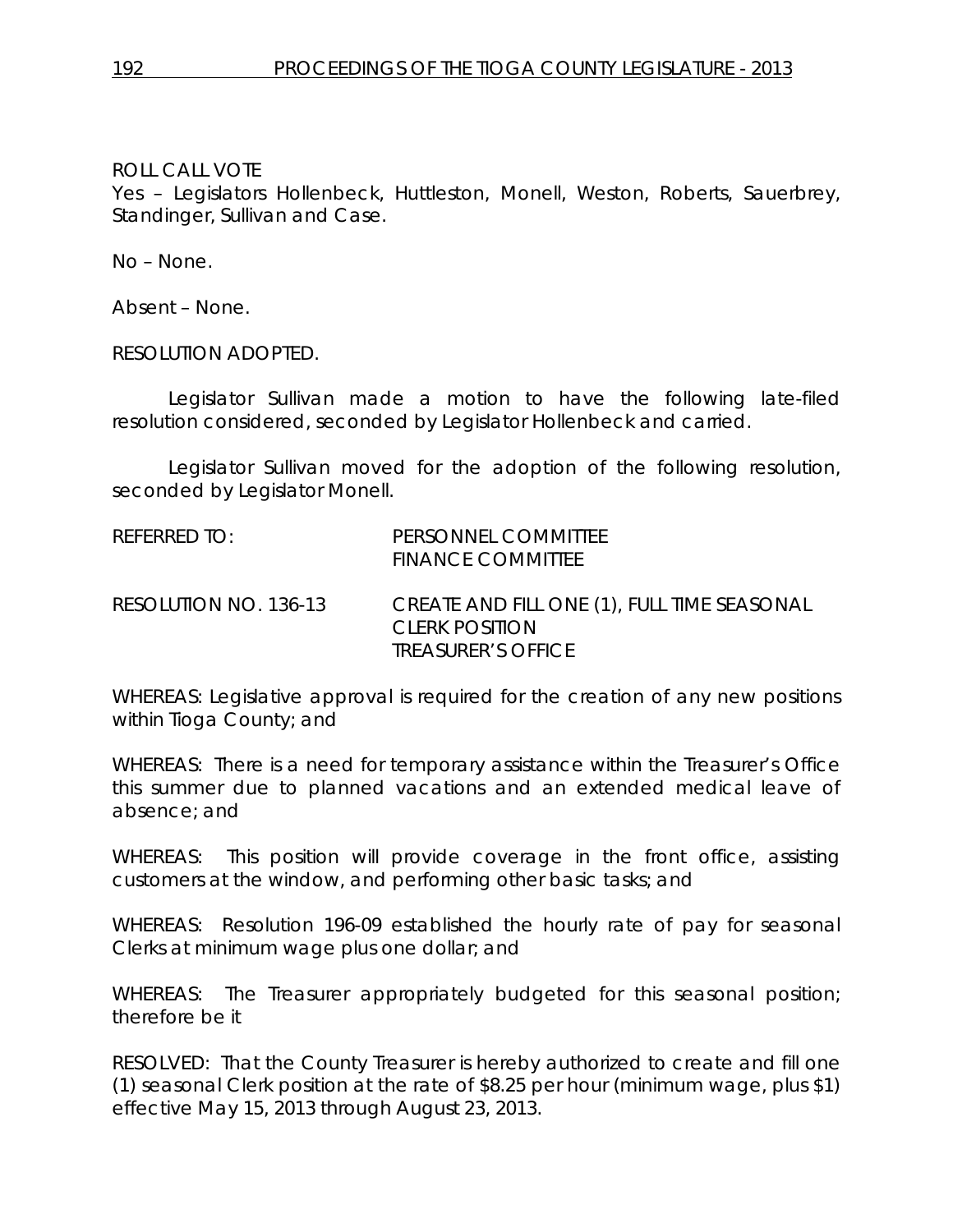ROLL CALL VOTE

Yes – Legislators Hollenbeck, Huttleston, Monell, Weston, Roberts, Sauerbrey, Standinger, Sullivan and Case.

No – None.

Absent – None.

RESOLUTION ADOPTED.

Legislator Sullivan made a motion to have the following late-filed resolution considered, seconded by Legislator Hollenbeck and carried.

Legislator Sullivan moved for the adoption of the following resolution, seconded by Legislator Monell.

REFERRED TO: PERSONNEL COMMITTEE
FINANCE COMMITTEE

RESOLUTION NO. 136-13 CREATE AND FILL ONE (1), FULL TIME SEASONAL CLERK POSITION
TREASURER'S OFFICE

WHEREAS: Legislative approval is required for the creation of any new positions within Tioga County; and

WHEREAS: There is a need for temporary assistance within the Treasurer's Office this summer due to planned vacations and an extended medical leave of absence; and

WHEREAS: This position will provide coverage in the front office, assisting customers at the window, and performing other basic tasks; and

WHEREAS: Resolution 196-09 established the hourly rate of pay for seasonal Clerks at minimum wage plus one dollar; and

WHEREAS: The Treasurer appropriately budgeted for this seasonal position; therefore be it

RESOLVED: That the County Treasurer is hereby authorized to create and fill one (1) seasonal Clerk position at the rate of $8.25 per hour (minimum wage, plus $1) effective May 15, 2013 through August 23, 2013.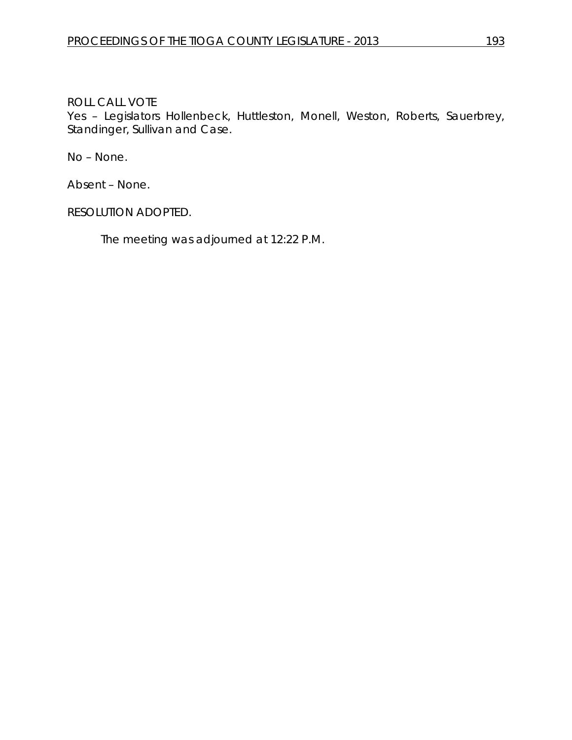ROLL CALL VOTE
Yes – Legislators Hollenbeck, Huttleston, Monell, Weston, Roberts, Sauerbrey, Standinger, Sullivan and Case.

No – None.

Absent – None.

RESOLUTION ADOPTED.

The meeting was adjourned at 12:22 P.M.